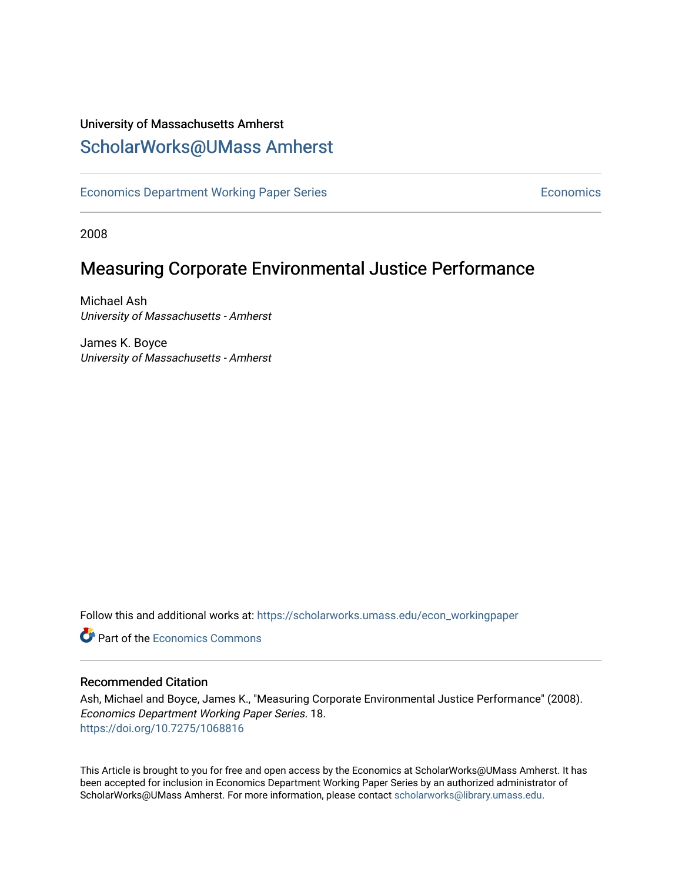University of Massachusetts Amherst

# ScholarWorks@UMass Amherst

Economics Department Working Paper Series | Economics

2008

## Measuring Corporate Environmental Justice Performance

Michael Ash
*University of Massachusetts - Amherst*

James K. Boyce
*University of Massachusetts - Amherst*

Follow this and additional works at: https://scholarworks.umass.edu/econ_workingpaper

Part of the Economics Commons

### Recommended Citation

Ash, Michael and Boyce, James K., "Measuring Corporate Environmental Justice Performance" (2008). *Economics Department Working Paper Series*. 18.
https://doi.org/10.7275/1068816

This Article is brought to you for free and open access by the Economics at ScholarWorks@UMass Amherst. It has been accepted for inclusion in Economics Department Working Paper Series by an authorized administrator of ScholarWorks@UMass Amherst. For more information, please contact scholarworks@library.umass.edu.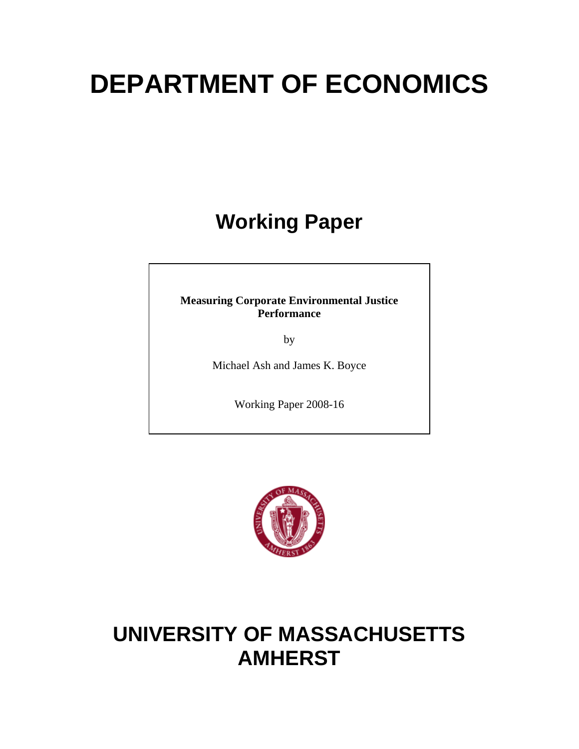# DEPARTMENT OF ECONOMICS

## Working Paper

**Measuring Corporate Environmental Justice Performance**

by

Michael Ash and James K. Boyce

Working Paper 2008-16

# UNIVERSITY OF MASSACHUSETTS AMHERST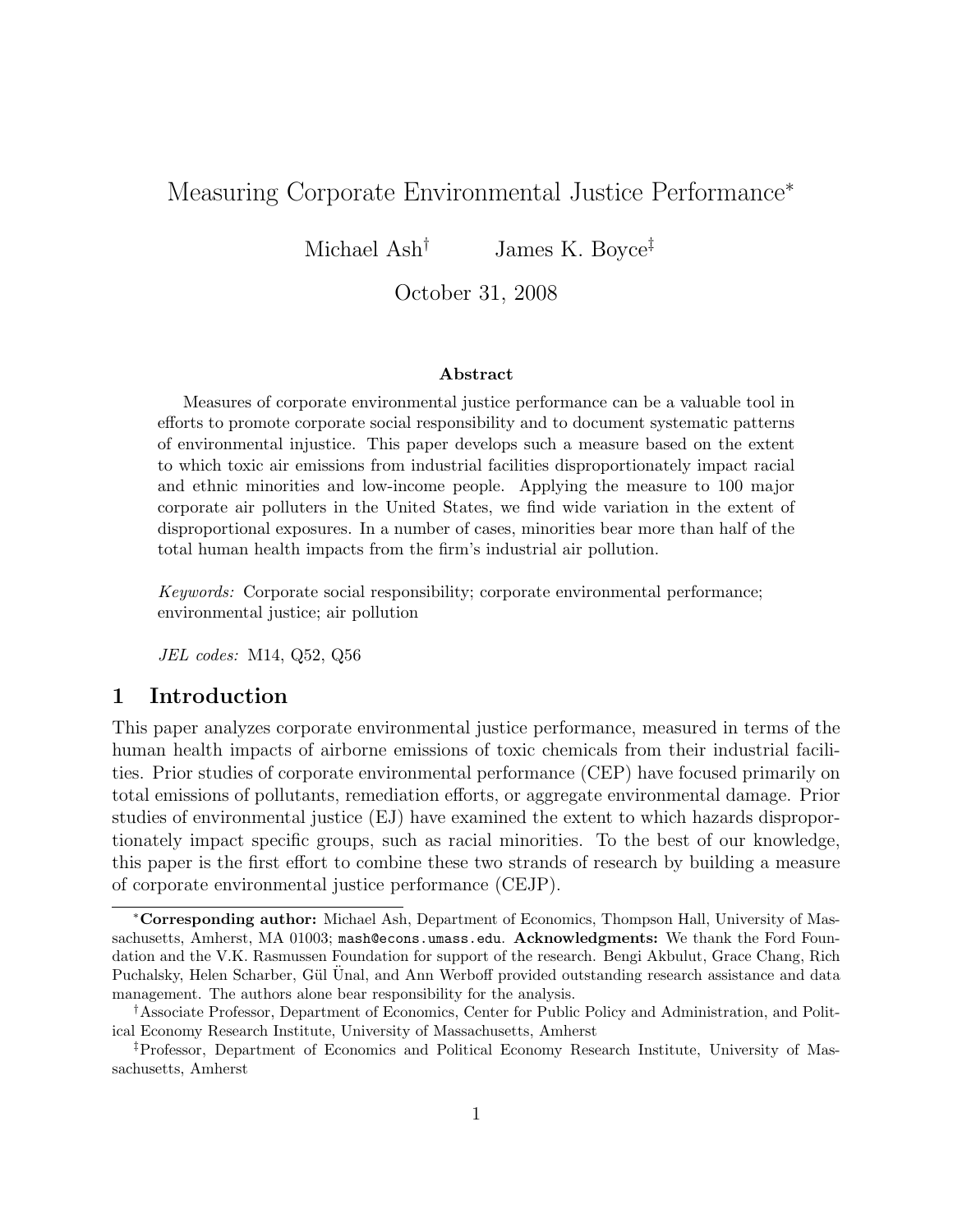# Measuring Corporate Environmental Justice Performance*

Michael Ash† James K. Boyce‡

October 31, 2008

### Abstract

Measures of corporate environmental justice performance can be a valuable tool in efforts to promote corporate social responsibility and to document systematic patterns of environmental injustice. This paper develops such a measure based on the extent to which toxic air emissions from industrial facilities disproportionately impact racial and ethnic minorities and low-income people. Applying the measure to 100 major corporate air polluters in the United States, we find wide variation in the extent of disproportional exposures. In a number of cases, minorities bear more than half of the total human health impacts from the firm's industrial air pollution.

*Keywords:* Corporate social responsibility; corporate environmental performance; environmental justice; air pollution

*JEL codes:* M14, Q52, Q56

## 1 Introduction

This paper analyzes corporate environmental justice performance, measured in terms of the human health impacts of airborne emissions of toxic chemicals from their industrial facilities. Prior studies of corporate environmental performance (CEP) have focused primarily on total emissions of pollutants, remediation efforts, or aggregate environmental damage. Prior studies of environmental justice (EJ) have examined the extent to which hazards disproportionately impact specific groups, such as racial minorities. To the best of our knowledge, this paper is the first effort to combine these two strands of research by building a measure of corporate environmental justice performance (CEJP).

---

*Corresponding author: Michael Ash, Department of Economics, Thompson Hall, University of Massachusetts, Amherst, MA 01003; mash@econs.umass.edu. **Acknowledgments:** We thank the Ford Foundation and the V.K. Rasmussen Foundation for support of the research. Bengi Akbulut, Grace Chang, Rich Puchalsky, Helen Scharber, Gül Ünal, and Ann Werboff provided outstanding research assistance and data management. The authors alone bear responsibility for the analysis.

†Associate Professor, Department of Economics, Center for Public Policy and Administration, and Political Economy Research Institute, University of Massachusetts, Amherst

‡Professor, Department of Economics and Political Economy Research Institute, University of Massachusetts, Amherst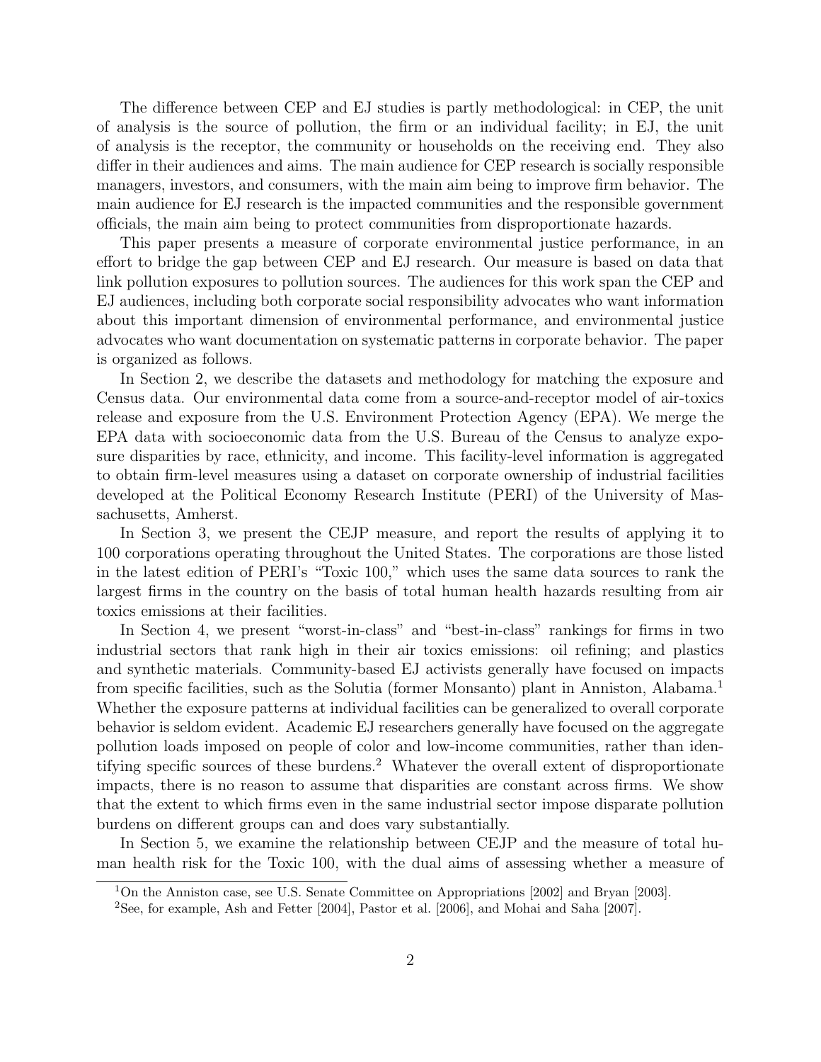The difference between CEP and EJ studies is partly methodological: in CEP, the unit of analysis is the source of pollution, the firm or an individual facility; in EJ, the unit of analysis is the receptor, the community or households on the receiving end. They also differ in their audiences and aims. The main audience for CEP research is socially responsible managers, investors, and consumers, with the main aim being to improve firm behavior. The main audience for EJ research is the impacted communities and the responsible government officials, the main aim being to protect communities from disproportionate hazards.

This paper presents a measure of corporate environmental justice performance, in an effort to bridge the gap between CEP and EJ research. Our measure is based on data that link pollution exposures to pollution sources. The audiences for this work span the CEP and EJ audiences, including both corporate social responsibility advocates who want information about this important dimension of environmental performance, and environmental justice advocates who want documentation on systematic patterns in corporate behavior. The paper is organized as follows.

In Section 2, we describe the datasets and methodology for matching the exposure and Census data. Our environmental data come from a source-and-receptor model of air-toxics release and exposure from the U.S. Environment Protection Agency (EPA). We merge the EPA data with socioeconomic data from the U.S. Bureau of the Census to analyze exposure disparities by race, ethnicity, and income. This facility-level information is aggregated to obtain firm-level measures using a dataset on corporate ownership of industrial facilities developed at the Political Economy Research Institute (PERI) of the University of Massachusetts, Amherst.

In Section 3, we present the CEJP measure, and report the results of applying it to 100 corporations operating throughout the United States. The corporations are those listed in the latest edition of PERI's "Toxic 100," which uses the same data sources to rank the largest firms in the country on the basis of total human health hazards resulting from air toxics emissions at their facilities.

In Section 4, we present "worst-in-class" and "best-in-class" rankings for firms in two industrial sectors that rank high in their air toxics emissions: oil refining; and plastics and synthetic materials. Community-based EJ activists generally have focused on impacts from specific facilities, such as the Solutia (former Monsanto) plant in Anniston, Alabama.[1] Whether the exposure patterns at individual facilities can be generalized to overall corporate behavior is seldom evident. Academic EJ researchers generally have focused on the aggregate pollution loads imposed on people of color and low-income communities, rather than identifying specific sources of these burdens.[2] Whatever the overall extent of disproportionate impacts, there is no reason to assume that disparities are constant across firms. We show that the extent to which firms even in the same industrial sector impose disparate pollution burdens on different groups can and does vary substantially.

In Section 5, we examine the relationship between CEJP and the measure of total human health risk for the Toxic 100, with the dual aims of assessing whether a measure of

[1] On the Anniston case, see U.S. Senate Committee on Appropriations [2002] and Bryan [2003].

[2] See, for example, Ash and Fetter [2004], Pastor et al. [2006], and Mohai and Saha [2007].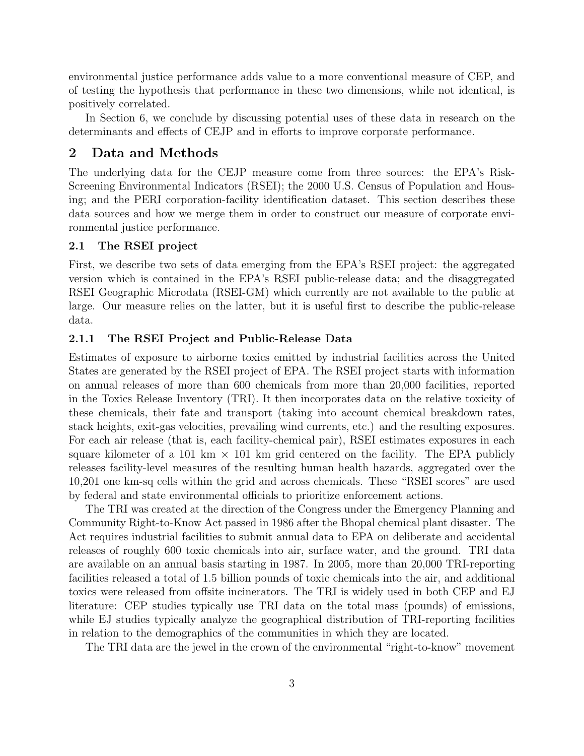environmental justice performance adds value to a more conventional measure of CEP, and of testing the hypothesis that performance in these two dimensions, while not identical, is positively correlated.

In Section 6, we conclude by discussing potential uses of these data in research on the determinants and effects of CEJP and in efforts to improve corporate performance.

## 2 Data and Methods

The underlying data for the CEJP measure come from three sources: the EPA's Risk-Screening Environmental Indicators (RSEI); the 2000 U.S. Census of Population and Housing; and the PERI corporation-facility identification dataset. This section describes these data sources and how we merge them in order to construct our measure of corporate environmental justice performance.

### 2.1 The RSEI project

First, we describe two sets of data emerging from the EPA's RSEI project: the aggregated version which is contained in the EPA's RSEI public-release data; and the disaggregated RSEI Geographic Microdata (RSEI-GM) which currently are not available to the public at large. Our measure relies on the latter, but it is useful first to describe the public-release data.

#### 2.1.1 The RSEI Project and Public-Release Data

Estimates of exposure to airborne toxics emitted by industrial facilities across the United States are generated by the RSEI project of EPA. The RSEI project starts with information on annual releases of more than 600 chemicals from more than 20,000 facilities, reported in the Toxics Release Inventory (TRI). It then incorporates data on the relative toxicity of these chemicals, their fate and transport (taking into account chemical breakdown rates, stack heights, exit-gas velocities, prevailing wind currents, etc.) and the resulting exposures. For each air release (that is, each facility-chemical pair), RSEI estimates exposures in each square kilometer of a 101 km $\times$ 101 km grid centered on the facility. The EPA publicly releases facility-level measures of the resulting human health hazards, aggregated over the 10,201 one km-sq cells within the grid and across chemicals. These "RSEI scores" are used by federal and state environmental officials to prioritize enforcement actions.

The TRI was created at the direction of the Congress under the Emergency Planning and Community Right-to-Know Act passed in 1986 after the Bhopal chemical plant disaster. The Act requires industrial facilities to submit annual data to EPA on deliberate and accidental releases of roughly 600 toxic chemicals into air, surface water, and the ground. TRI data are available on an annual basis starting in 1987. In 2005, more than 20,000 TRI-reporting facilities released a total of 1.5 billion pounds of toxic chemicals into the air, and additional toxics were released from offsite incinerators. The TRI is widely used in both CEP and EJ literature: CEP studies typically use TRI data on the total mass (pounds) of emissions, while EJ studies typically analyze the geographical distribution of TRI-reporting facilities in relation to the demographics of the communities in which they are located.

The TRI data are the jewel in the crown of the environmental "right-to-know" movement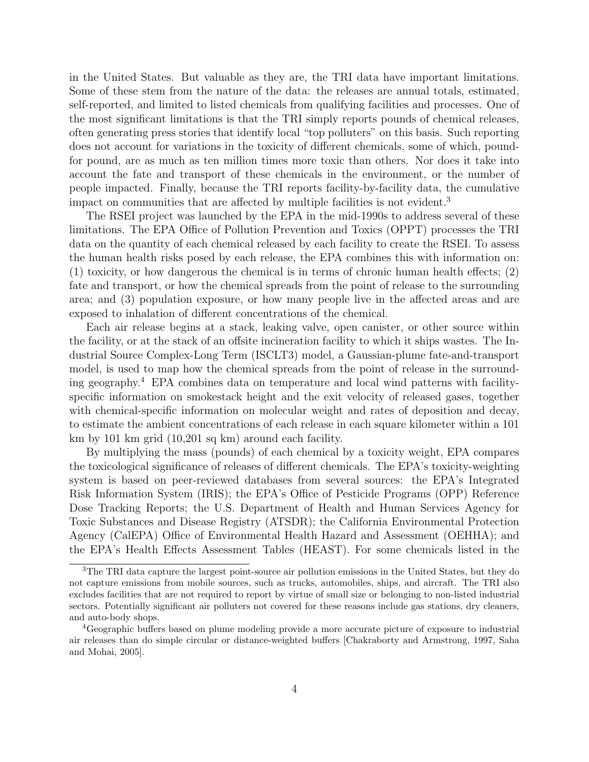in the United States. But valuable as they are, the TRI data have important limitations. Some of these stem from the nature of the data: the releases are annual totals, estimated, self-reported, and limited to listed chemicals from qualifying facilities and processes. One of the most significant limitations is that the TRI simply reports pounds of chemical releases, often generating press stories that identify local "top polluters" on this basis. Such reporting does not account for variations in the toxicity of different chemicals, some of which, pound-for pound, are as much as ten million times more toxic than others. Nor does it take into account the fate and transport of these chemicals in the environment, or the number of people impacted. Finally, because the TRI reports facility-by-facility data, the cumulative impact on communities that are affected by multiple facilities is not evident.[3]

The RSEI project was launched by the EPA in the mid-1990s to address several of these limitations. The EPA Office of Pollution Prevention and Toxics (OPPT) processes the TRI data on the quantity of each chemical released by each facility to create the RSEI. To assess the human health risks posed by each release, the EPA combines this with information on: (1) toxicity, or how dangerous the chemical is in terms of chronic human health effects; (2) fate and transport, or how the chemical spreads from the point of release to the surrounding area; and (3) population exposure, or how many people live in the affected areas and are exposed to inhalation of different concentrations of the chemical.

Each air release begins at a stack, leaking valve, open canister, or other source within the facility, or at the stack of an offsite incineration facility to which it ships wastes. The Industrial Source Complex-Long Term (ISCLT3) model, a Gaussian-plume fate-and-transport model, is used to map how the chemical spreads from the point of release in the surrounding geography.[4] EPA combines data on temperature and local wind patterns with facility-specific information on smokestack height and the exit velocity of released gases, together with chemical-specific information on molecular weight and rates of deposition and decay, to estimate the ambient concentrations of each release in each square kilometer within a 101 km by 101 km grid (10,201 sq km) around each facility.

By multiplying the mass (pounds) of each chemical by a toxicity weight, EPA compares the toxicological significance of releases of different chemicals. The EPA's toxicity-weighting system is based on peer-reviewed databases from several sources: the EPA's Integrated Risk Information System (IRIS); the EPA's Office of Pesticide Programs (OPP) Reference Dose Tracking Reports; the U.S. Department of Health and Human Services Agency for Toxic Substances and Disease Registry (ATSDR); the California Environmental Protection Agency (CalEPA) Office of Environmental Health Hazard and Assessment (OEHHA); and the EPA's Health Effects Assessment Tables (HEAST). For some chemicals listed in the

[3]The TRI data capture the largest point-source air pollution emissions in the United States, but they do not capture emissions from mobile sources, such as trucks, automobiles, ships, and aircraft. The TRI also excludes facilities that are not required to report by virtue of small size or belonging to non-listed industrial sectors. Potentially significant air polluters not covered for these reasons include gas stations, dry cleaners, and auto-body shops.

[4]Geographic buffers based on plume modeling provide a more accurate picture of exposure to industrial air releases than do simple circular or distance-weighted buffers [Chakraborty and Armstrong, 1997, Saha and Mohai, 2005].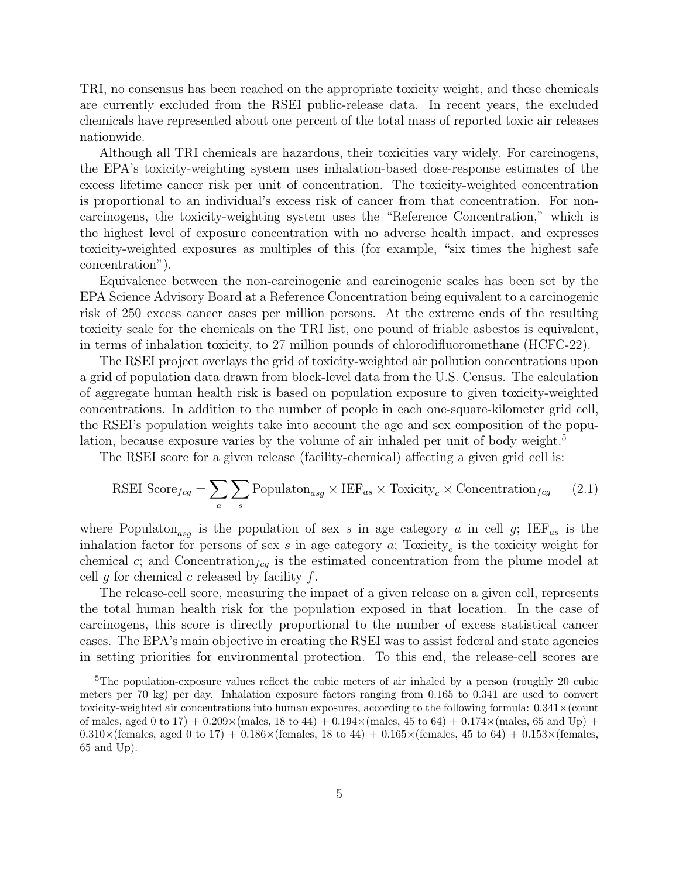TRI, no consensus has been reached on the appropriate toxicity weight, and these chemicals are currently excluded from the RSEI public-release data. In recent years, the excluded chemicals have represented about one percent of the total mass of reported toxic air releases nationwide.

Although all TRI chemicals are hazardous, their toxicities vary widely. For carcinogens, the EPA's toxicity-weighting system uses inhalation-based dose-response estimates of the excess lifetime cancer risk per unit of concentration. The toxicity-weighted concentration is proportional to an individual's excess risk of cancer from that concentration. For non-carcinogens, the toxicity-weighting system uses the "Reference Concentration," which is the highest level of exposure concentration with no adverse health impact, and expresses toxicity-weighted exposures as multiples of this (for example, "six times the highest safe concentration").

Equivalence between the non-carcinogenic and carcinogenic scales has been set by the EPA Science Advisory Board at a Reference Concentration being equivalent to a carcinogenic risk of 250 excess cancer cases per million persons. At the extreme ends of the resulting toxicity scale for the chemicals on the TRI list, one pound of friable asbestos is equivalent, in terms of inhalation toxicity, to 27 million pounds of chlorodifluoromethane (HCFC-22).

The RSEI project overlays the grid of toxicity-weighted air pollution concentrations upon a grid of population data drawn from block-level data from the U.S. Census. The calculation of aggregate human health risk is based on population exposure to given toxicity-weighted concentrations. In addition to the number of people in each one-square-kilometer grid cell, the RSEI's population weights take into account the age and sex composition of the population, because exposure varies by the volume of air inhaled per unit of body weight.[5]

The RSEI score for a given release (facility-chemical) affecting a given grid cell is:

$$\text{RSEI Score}_{fcg} = \sum_{a} \sum_{s} \text{Populaton}_{asg} \times \text{IEF}_{as} \times \text{Toxicity}_{c} \times \text{Concentration}_{fcg} \qquad (2.1)$$

where $\text{Populaton}_{asg}$ is the population of sex $s$ in age category $a$ in cell $g$; $\text{IEF}_{as}$ is the inhalation factor for persons of sex $s$ in age category $a$; $\text{Toxicity}_{c}$ is the toxicity weight for chemical $c$; and $\text{Concentration}_{fcg}$ is the estimated concentration from the plume model at cell $g$ for chemical $c$ released by facility $f$.

The release-cell score, measuring the impact of a given release on a given cell, represents the total human health risk for the population exposed in that location. In the case of carcinogens, this score is directly proportional to the number of excess statistical cancer cases. The EPA's main objective in creating the RSEI was to assist federal and state agencies in setting priorities for environmental protection. To this end, the release-cell scores are

[5] The population-exposure values reflect the cubic meters of air inhaled by a person (roughly 20 cubic meters per 70 kg) per day. Inhalation exposure factors ranging from 0.165 to 0.341 are used to convert toxicity-weighted air concentrations into human exposures, according to the following formula: 0.341×(count of males, aged 0 to 17) + 0.209×(males, 18 to 44) + 0.194×(males, 45 to 64) + 0.174×(males, 65 and Up) + 0.310×(females, aged 0 to 17) + 0.186×(females, 18 to 44) + 0.165×(females, 45 to 64) + 0.153×(females, 65 and Up).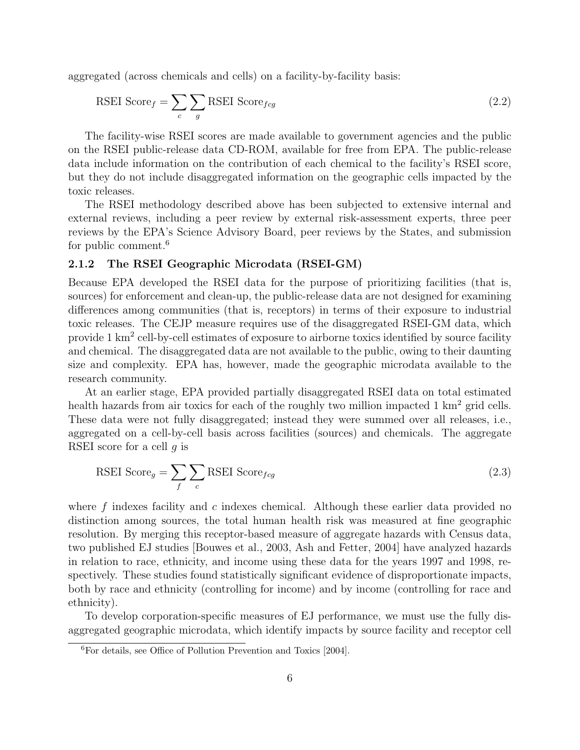aggregated (across chemicals and cells) on a facility-by-facility basis:

$$\text{RSEI Score}_f = \sum_c \sum_g \text{RSEI Score}_{fcg} \tag{2.2}$$

The facility-wise RSEI scores are made available to government agencies and the public on the RSEI public-release data CD-ROM, available for free from EPA. The public-release data include information on the contribution of each chemical to the facility's RSEI score, but they do not include disaggregated information on the geographic cells impacted by the toxic releases.

The RSEI methodology described above has been subjected to extensive internal and external reviews, including a peer review by external risk-assessment experts, three peer reviews by the EPA's Science Advisory Board, peer reviews by the States, and submission for public comment.[6]

### 2.1.2 The RSEI Geographic Microdata (RSEI-GM)

Because EPA developed the RSEI data for the purpose of prioritizing facilities (that is, sources) for enforcement and clean-up, the public-release data are not designed for examining differences among communities (that is, receptors) in terms of their exposure to industrial toxic releases. The CEJP measure requires use of the disaggregated RSEI-GM data, which provide 1 km$^2$ cell-by-cell estimates of exposure to airborne toxics identified by source facility and chemical. The disaggregated data are not available to the public, owing to their daunting size and complexity. EPA has, however, made the geographic microdata available to the research community.

At an earlier stage, EPA provided partially disaggregated RSEI data on total estimated health hazards from air toxics for each of the roughly two million impacted 1 km$^2$ grid cells. These data were not fully disaggregated; instead they were summed over all releases, i.e., aggregated on a cell-by-cell basis across facilities (sources) and chemicals. The aggregate RSEI score for a cell $g$ is

$$\text{RSEI Score}_g = \sum_f \sum_c \text{RSEI Score}_{fcg} \tag{2.3}$$

where $f$ indexes facility and $c$ indexes chemical. Although these earlier data provided no distinction among sources, the total human health risk was measured at fine geographic resolution. By merging this receptor-based measure of aggregate hazards with Census data, two published EJ studies [Bouwes et al., 2003, Ash and Fetter, 2004] have analyzed hazards in relation to race, ethnicity, and income using these data for the years 1997 and 1998, respectively. These studies found statistically significant evidence of disproportionate impacts, both by race and ethnicity (controlling for income) and by income (controlling for race and ethnicity).

To develop corporation-specific measures of EJ performance, we must use the fully disaggregated geographic microdata, which identify impacts by source facility and receptor cell

[6] For details, see Office of Pollution Prevention and Toxics [2004].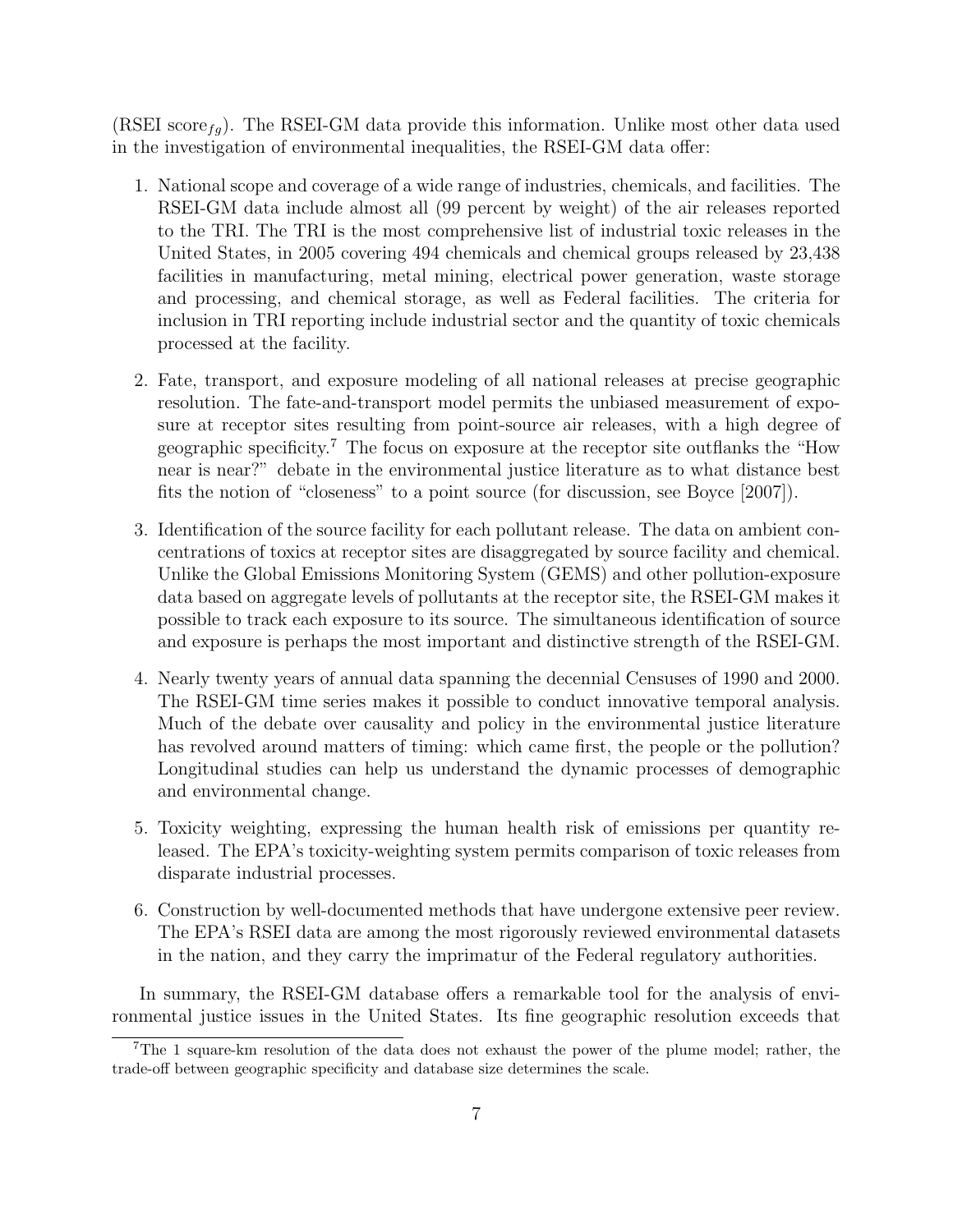(RSEI score$_{fg}$). The RSEI-GM data provide this information. Unlike most other data used in the investigation of environmental inequalities, the RSEI-GM data offer:

1. National scope and coverage of a wide range of industries, chemicals, and facilities. The RSEI-GM data include almost all (99 percent by weight) of the air releases reported to the TRI. The TRI is the most comprehensive list of industrial toxic releases in the United States, in 2005 covering 494 chemicals and chemical groups released by 23,438 facilities in manufacturing, metal mining, electrical power generation, waste storage and processing, and chemical storage, as well as Federal facilities. The criteria for inclusion in TRI reporting include industrial sector and the quantity of toxic chemicals processed at the facility.

2. Fate, transport, and exposure modeling of all national releases at precise geographic resolution. The fate-and-transport model permits the unbiased measurement of exposure at receptor sites resulting from point-source air releases, with a high degree of geographic specificity.[7] The focus on exposure at the receptor site outflanks the "How near is near?" debate in the environmental justice literature as to what distance best fits the notion of "closeness" to a point source (for discussion, see Boyce [2007]).

3. Identification of the source facility for each pollutant release. The data on ambient concentrations of toxics at receptor sites are disaggregated by source facility and chemical. Unlike the Global Emissions Monitoring System (GEMS) and other pollution-exposure data based on aggregate levels of pollutants at the receptor site, the RSEI-GM makes it possible to track each exposure to its source. The simultaneous identification of source and exposure is perhaps the most important and distinctive strength of the RSEI-GM.

4. Nearly twenty years of annual data spanning the decennial Censuses of 1990 and 2000. The RSEI-GM time series makes it possible to conduct innovative temporal analysis. Much of the debate over causality and policy in the environmental justice literature has revolved around matters of timing: which came first, the people or the pollution? Longitudinal studies can help us understand the dynamic processes of demographic and environmental change.

5. Toxicity weighting, expressing the human health risk of emissions per quantity released. The EPA's toxicity-weighting system permits comparison of toxic releases from disparate industrial processes.

6. Construction by well-documented methods that have undergone extensive peer review. The EPA's RSEI data are among the most rigorously reviewed environmental datasets in the nation, and they carry the imprimatur of the Federal regulatory authorities.

In summary, the RSEI-GM database offers a remarkable tool for the analysis of environmental justice issues in the United States. Its fine geographic resolution exceeds that

[7] The 1 square-km resolution of the data does not exhaust the power of the plume model; rather, the trade-off between geographic specificity and database size determines the scale.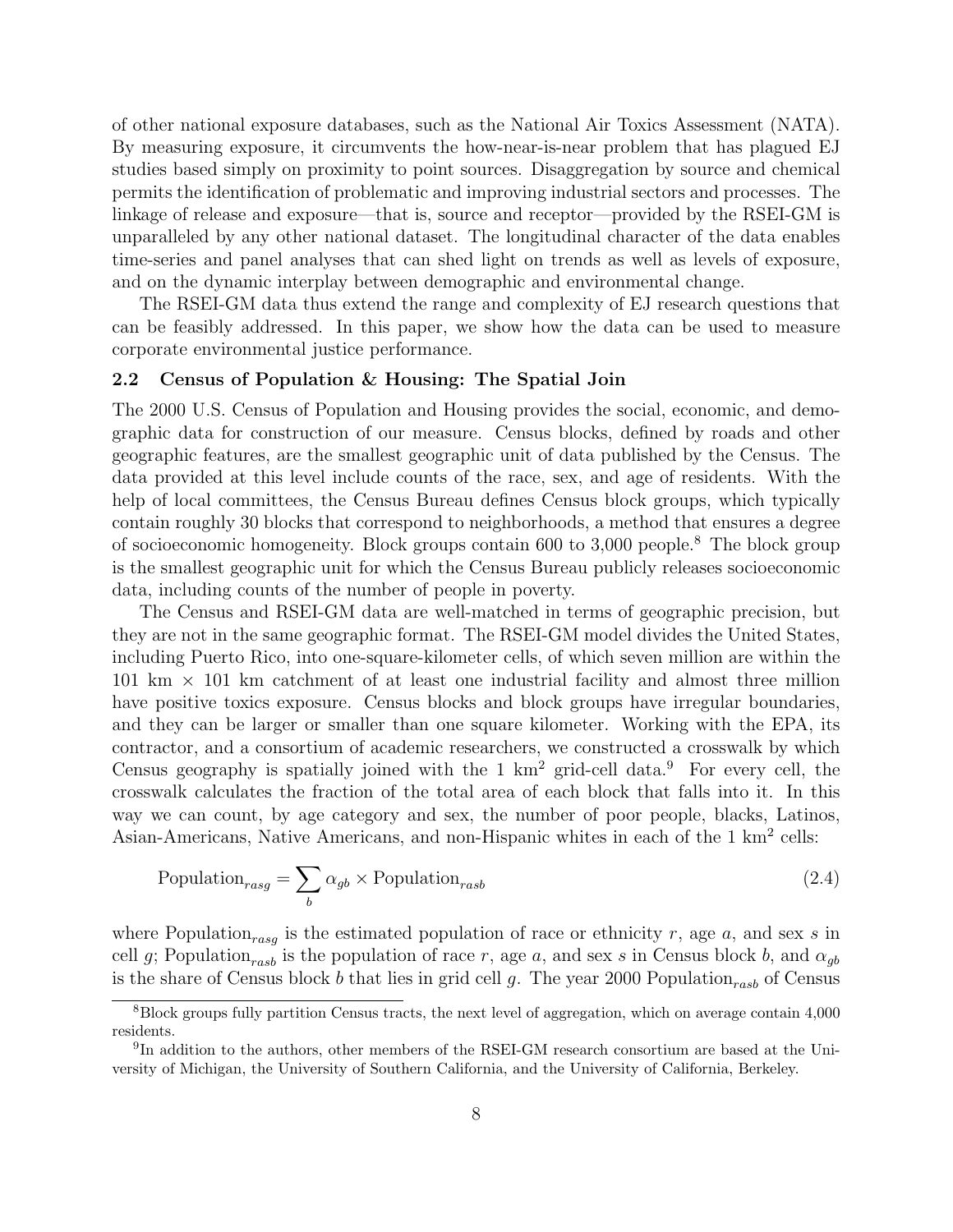of other national exposure databases, such as the National Air Toxics Assessment (NATA). By measuring exposure, it circumvents the how-near-is-near problem that has plagued EJ studies based simply on proximity to point sources. Disaggregation by source and chemical permits the identification of problematic and improving industrial sectors and processes. The linkage of release and exposure—that is, source and receptor—provided by the RSEI-GM is unparalleled by any other national dataset. The longitudinal character of the data enables time-series and panel analyses that can shed light on trends as well as levels of exposure, and on the dynamic interplay between demographic and environmental change.

The RSEI-GM data thus extend the range and complexity of EJ research questions that can be feasibly addressed. In this paper, we show how the data can be used to measure corporate environmental justice performance.

### 2.2 Census of Population & Housing: The Spatial Join

The 2000 U.S. Census of Population and Housing provides the social, economic, and demographic data for construction of our measure. Census blocks, defined by roads and other geographic features, are the smallest geographic unit of data published by the Census. The data provided at this level include counts of the race, sex, and age of residents. With the help of local committees, the Census Bureau defines Census block groups, which typically contain roughly 30 blocks that correspond to neighborhoods, a method that ensures a degree of socioeconomic homogeneity. Block groups contain 600 to 3,000 people.[8] The block group is the smallest geographic unit for which the Census Bureau publicly releases socioeconomic data, including counts of the number of people in poverty.

The Census and RSEI-GM data are well-matched in terms of geographic precision, but they are not in the same geographic format. The RSEI-GM model divides the United States, including Puerto Rico, into one-square-kilometer cells, of which seven million are within the 101 km × 101 km catchment of at least one industrial facility and almost three million have positive toxics exposure. Census blocks and block groups have irregular boundaries, and they can be larger or smaller than one square kilometer. Working with the EPA, its contractor, and a consortium of academic researchers, we constructed a crosswalk by which Census geography is spatially joined with the 1 km$^2$ grid-cell data.[9] For every cell, the crosswalk calculates the fraction of the total area of each block that falls into it. In this way we can count, by age category and sex, the number of poor people, blacks, Latinos, Asian-Americans, Native Americans, and non-Hispanic whites in each of the 1 km$^2$ cells:

$$\text{Population}_{rasg} = \sum_{b} \alpha_{gb} \times \text{Population}_{rasb} \tag{2.4}$$

where $\text{Population}_{rasg}$ is the estimated population of race or ethnicity $r$, age $a$, and sex $s$ in cell $g$; $\text{Population}_{rasb}$ is the population of race $r$, age $a$, and sex $s$ in Census block $b$, and $\alpha_{gb}$ is the share of Census block $b$ that lies in grid cell $g$. The year 2000 $\text{Population}_{rasb}$ of Census

[8] Block groups fully partition Census tracts, the next level of aggregation, which on average contain 4,000 residents.

[9] In addition to the authors, other members of the RSEI-GM research consortium are based at the University of Michigan, the University of Southern California, and the University of California, Berkeley.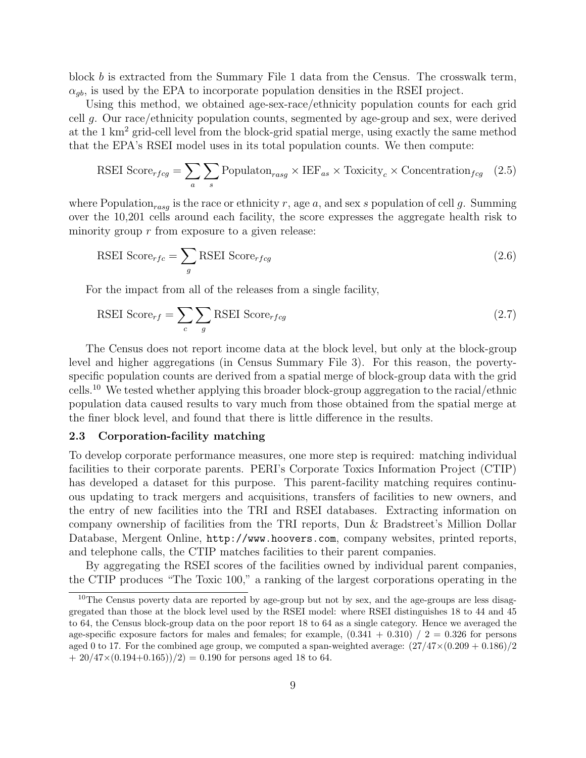block $b$ is extracted from the Summary File 1 data from the Census. The crosswalk term, $\alpha_{gb}$, is used by the EPA to incorporate population densities in the RSEI project.

Using this method, we obtained age-sex-race/ethnicity population counts for each grid cell $g$. Our race/ethnicity population counts, segmented by age-group and sex, were derived at the 1 km$^2$ grid-cell level from the block-grid spatial merge, using exactly the same method that the EPA's RSEI model uses in its total population counts. We then compute:

$$\text{RSEI Score}_{rfcg} = \sum_a \sum_s \text{Populaton}_{rasg} \times \text{IEF}_{as} \times \text{Toxicity}_c \times \text{Concentration}_{fcg} \quad (2.5)$$

where $\text{Population}_{rasg}$ is the race or ethnicity $r$, age $a$, and sex $s$ population of cell $g$. Summing over the 10,201 cells around each facility, the score expresses the aggregate health risk to minority group $r$ from exposure to a given release:

$$\text{RSEI Score}_{rfc} = \sum_g \text{RSEI Score}_{rfcg} \quad (2.6)$$

For the impact from all of the releases from a single facility,

$$\text{RSEI Score}_{rf} = \sum_c \sum_g \text{RSEI Score}_{rfcg} \quad (2.7)$$

The Census does not report income data at the block level, but only at the block-group level and higher aggregations (in Census Summary File 3). For this reason, the poverty-specific population counts are derived from a spatial merge of block-group data with the grid cells.[10] We tested whether applying this broader block-group aggregation to the racial/ethnic population data caused results to vary much from those obtained from the spatial merge at the finer block level, and found that there is little difference in the results.

### 2.3 Corporation-facility matching

To develop corporate performance measures, one more step is required: matching individual facilities to their corporate parents. PERI's Corporate Toxics Information Project (CTIP) has developed a dataset for this purpose. This parent-facility matching requires continuous updating to track mergers and acquisitions, transfers of facilities to new owners, and the entry of new facilities into the TRI and RSEI databases. Extracting information on company ownership of facilities from the TRI reports, Dun & Bradstreet's Million Dollar Database, Mergent Online, `http://www.hoovers.com`, company websites, printed reports, and telephone calls, the CTIP matches facilities to their parent companies.

By aggregating the RSEI scores of the facilities owned by individual parent companies, the CTIP produces "The Toxic 100," a ranking of the largest corporations operating in the

[10] The Census poverty data are reported by age-group but not by sex, and the age-groups are less disaggregated than those at the block level used by the RSEI model: where RSEI distinguishes 18 to 44 and 45 to 64, the Census block-group data on the poor report 18 to 64 as a single category. Hence we averaged the age-specific exposure factors for males and females; for example, $(0.341 + 0.310) / 2 = 0.326$ for persons aged 0 to 17. For the combined age group, we computed a span-weighted average: $(27/47 \times (0.209 + 0.186)/2 + 20/47 \times (0.194 + 0.165))/2) = 0.190$ for persons aged 18 to 64.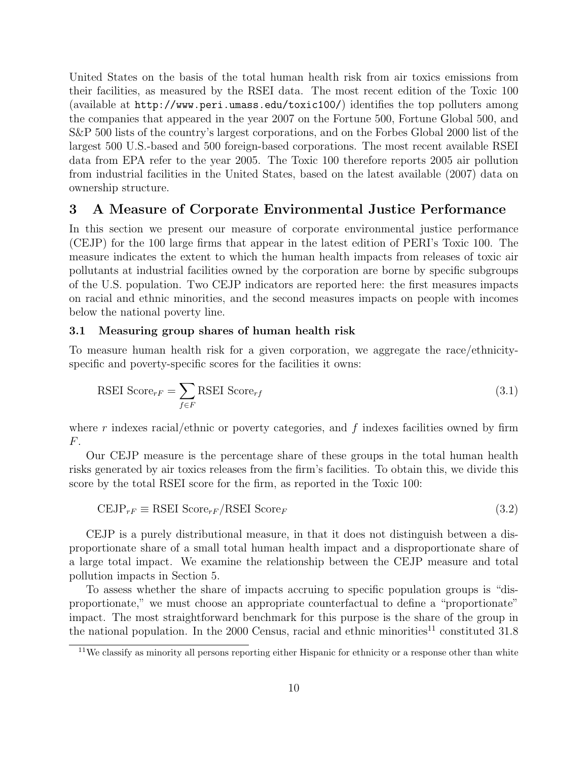United States on the basis of the total human health risk from air toxics emissions from their facilities, as measured by the RSEI data. The most recent edition of the Toxic 100 (available at http://www.peri.umass.edu/toxic100/) identifies the top polluters among the companies that appeared in the year 2007 on the Fortune 500, Fortune Global 500, and S&P 500 lists of the country's largest corporations, and on the Forbes Global 2000 list of the largest 500 U.S.-based and 500 foreign-based corporations. The most recent available RSEI data from EPA refer to the year 2005. The Toxic 100 therefore reports 2005 air pollution from industrial facilities in the United States, based on the latest available (2007) data on ownership structure.

## 3 A Measure of Corporate Environmental Justice Performance

In this section we present our measure of corporate environmental justice performance (CEJP) for the 100 large firms that appear in the latest edition of PERI's Toxic 100. The measure indicates the extent to which the human health impacts from releases of toxic air pollutants at industrial facilities owned by the corporation are borne by specific subgroups of the U.S. population. Two CEJP indicators are reported here: the first measures impacts on racial and ethnic minorities, and the second measures impacts on people with incomes below the national poverty line.

### 3.1 Measuring group shares of human health risk

To measure human health risk for a given corporation, we aggregate the race/ethnicity-specific and poverty-specific scores for the facilities it owns:

$$\text{RSEI Score}_{rF} = \sum_{f \in F} \text{RSEI Score}_{rf} \tag{3.1}$$

where $r$ indexes racial/ethnic or poverty categories, and $f$ indexes facilities owned by firm $F$.

Our CEJP measure is the percentage share of these groups in the total human health risks generated by air toxics releases from the firm's facilities. To obtain this, we divide this score by the total RSEI score for the firm, as reported in the Toxic 100:

$$\text{CEJP}_{rF} \equiv \text{RSEI Score}_{rF}/\text{RSEI Score}_{F} \tag{3.2}$$

CEJP is a purely distributional measure, in that it does not distinguish between a disproportionate share of a small total human health impact and a disproportionate share of a large total impact. We examine the relationship between the CEJP measure and total pollution impacts in Section 5.

To assess whether the share of impacts accruing to specific population groups is "disproportionate," we must choose an appropriate counterfactual to define a "proportionate" impact. The most straightforward benchmark for this purpose is the share of the group in the national population. In the 2000 Census, racial and ethnic minorities[11] constituted 31.8

[11] We classify as minority all persons reporting either Hispanic for ethnicity or a response other than white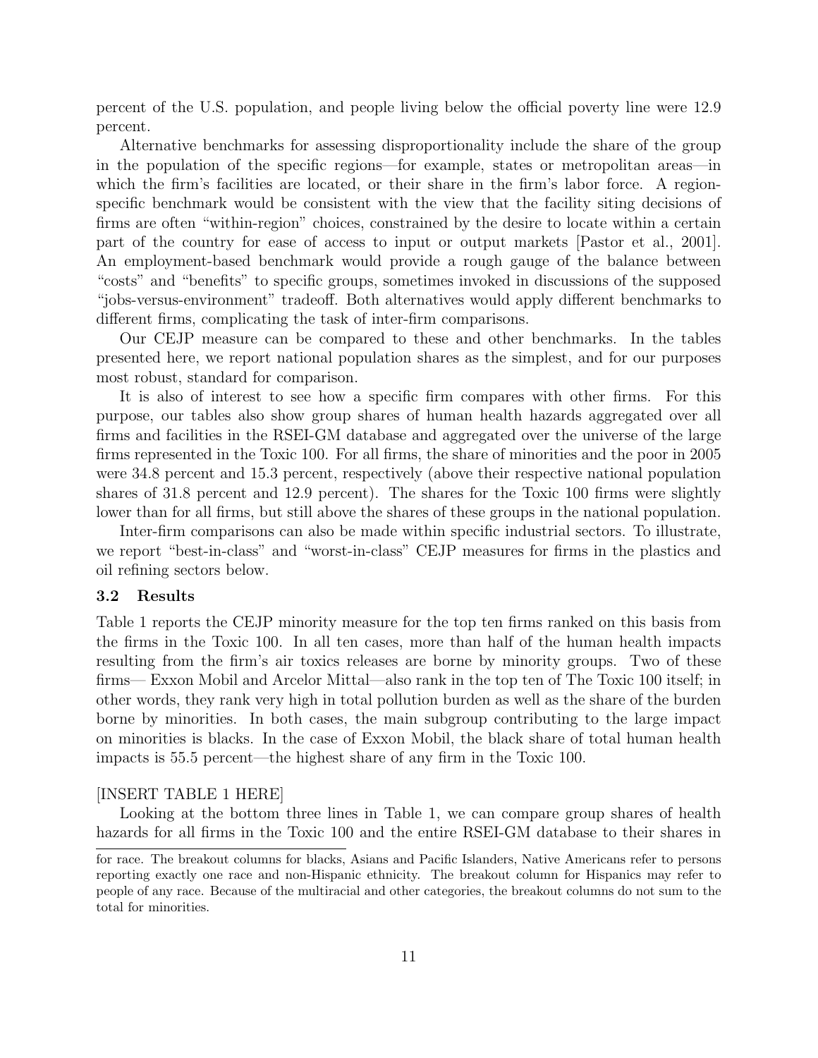percent of the U.S. population, and people living below the official poverty line were 12.9 percent.

Alternative benchmarks for assessing disproportionality include the share of the group in the population of the specific regions—for example, states or metropolitan areas—in which the firm's facilities are located, or their share in the firm's labor force. A region-specific benchmark would be consistent with the view that the facility siting decisions of firms are often "within-region" choices, constrained by the desire to locate within a certain part of the country for ease of access to input or output markets [Pastor et al., 2001]. An employment-based benchmark would provide a rough gauge of the balance between "costs" and "benefits" to specific groups, sometimes invoked in discussions of the supposed "jobs-versus-environment" tradeoff. Both alternatives would apply different benchmarks to different firms, complicating the task of inter-firm comparisons.

Our CEJP measure can be compared to these and other benchmarks. In the tables presented here, we report national population shares as the simplest, and for our purposes most robust, standard for comparison.

It is also of interest to see how a specific firm compares with other firms. For this purpose, our tables also show group shares of human health hazards aggregated over all firms and facilities in the RSEI-GM database and aggregated over the universe of the large firms represented in the Toxic 100. For all firms, the share of minorities and the poor in 2005 were 34.8 percent and 15.3 percent, respectively (above their respective national population shares of 31.8 percent and 12.9 percent). The shares for the Toxic 100 firms were slightly lower than for all firms, but still above the shares of these groups in the national population.

Inter-firm comparisons can also be made within specific industrial sectors. To illustrate, we report "best-in-class" and "worst-in-class" CEJP measures for firms in the plastics and oil refining sectors below.

### 3.2 Results

Table 1 reports the CEJP minority measure for the top ten firms ranked on this basis from the firms in the Toxic 100. In all ten cases, more than half of the human health impacts resulting from the firm's air toxics releases are borne by minority groups. Two of these firms— Exxon Mobil and Arcelor Mittal—also rank in the top ten of The Toxic 100 itself; in other words, they rank very high in total pollution burden as well as the share of the burden borne by minorities. In both cases, the main subgroup contributing to the large impact on minorities is blacks. In the case of Exxon Mobil, the black share of total human health impacts is 55.5 percent—the highest share of any firm in the Toxic 100.

[INSERT TABLE 1 HERE]

Looking at the bottom three lines in Table 1, we can compare group shares of health hazards for all firms in the Toxic 100 and the entire RSEI-GM database to their shares in

for race. The breakout columns for blacks, Asians and Pacific Islanders, Native Americans refer to persons reporting exactly one race and non-Hispanic ethnicity. The breakout column for Hispanics may refer to people of any race. Because of the multiracial and other categories, the breakout columns do not sum to the total for minorities.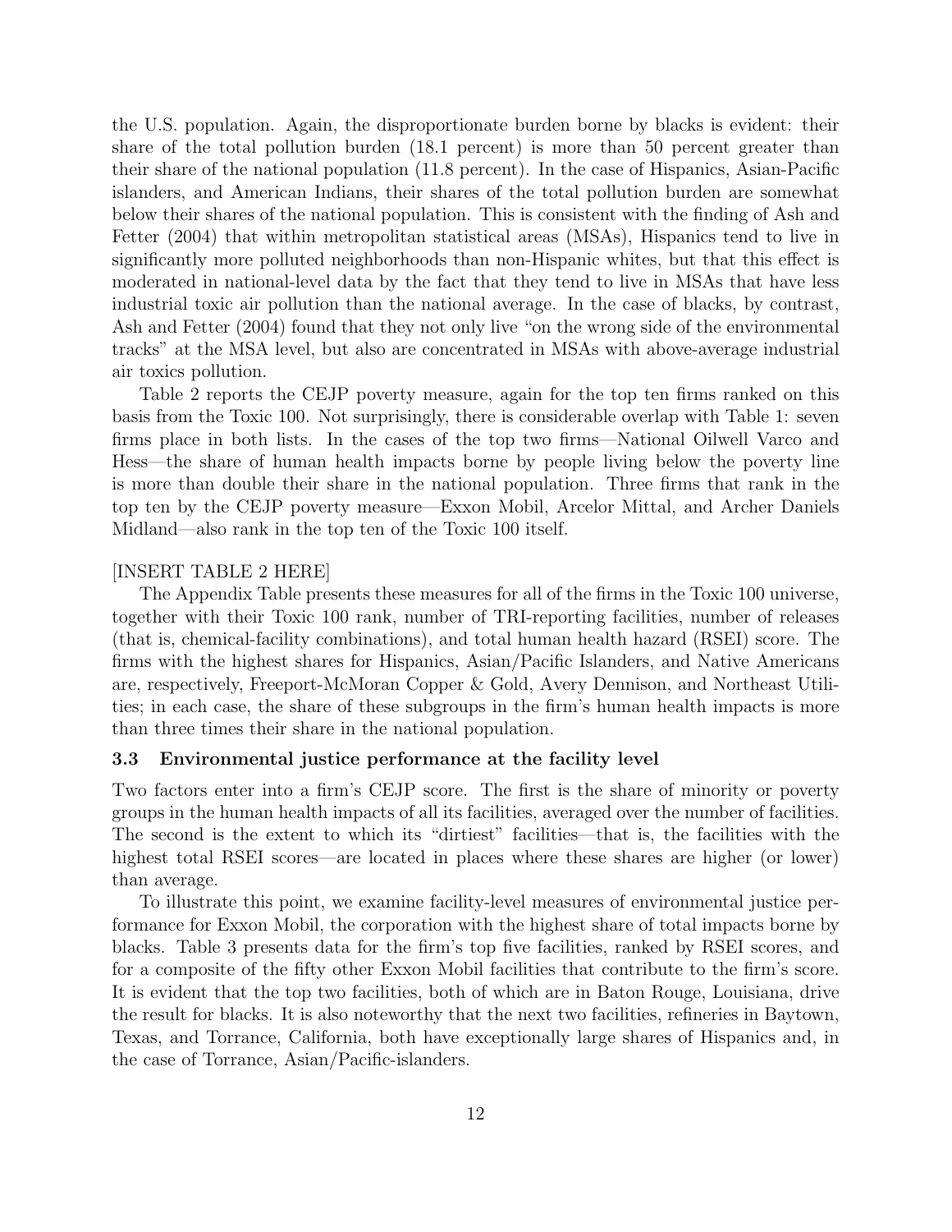the U.S. population. Again, the disproportionate burden borne by blacks is evident: their share of the total pollution burden (18.1 percent) is more than 50 percent greater than their share of the national population (11.8 percent). In the case of Hispanics, Asian-Pacific islanders, and American Indians, their shares of the total pollution burden are somewhat below their shares of the national population. This is consistent with the finding of Ash and Fetter (2004) that within metropolitan statistical areas (MSAs), Hispanics tend to live in significantly more polluted neighborhoods than non-Hispanic whites, but that this effect is moderated in national-level data by the fact that they tend to live in MSAs that have less industrial toxic air pollution than the national average. In the case of blacks, by contrast, Ash and Fetter (2004) found that they not only live "on the wrong side of the environmental tracks" at the MSA level, but also are concentrated in MSAs with above-average industrial air toxics pollution.

Table 2 reports the CEJP poverty measure, again for the top ten firms ranked on this basis from the Toxic 100. Not surprisingly, there is considerable overlap with Table 1: seven firms place in both lists. In the cases of the top two firms—National Oilwell Varco and Hess—the share of human health impacts borne by people living below the poverty line is more than double their share in the national population. Three firms that rank in the top ten by the CEJP poverty measure—Exxon Mobil, Arcelor Mittal, and Archer Daniels Midland—also rank in the top ten of the Toxic 100 itself.

[INSERT TABLE 2 HERE]

The Appendix Table presents these measures for all of the firms in the Toxic 100 universe, together with their Toxic 100 rank, number of TRI-reporting facilities, number of releases (that is, chemical-facility combinations), and total human health hazard (RSEI) score. The firms with the highest shares for Hispanics, Asian/Pacific Islanders, and Native Americans are, respectively, Freeport-McMoran Copper & Gold, Avery Dennison, and Northeast Utilities; in each case, the share of these subgroups in the firm's human health impacts is more than three times their share in the national population.

### 3.3 Environmental justice performance at the facility level

Two factors enter into a firm's CEJP score. The first is the share of minority or poverty groups in the human health impacts of all its facilities, averaged over the number of facilities. The second is the extent to which its "dirtiest" facilities—that is, the facilities with the highest total RSEI scores—are located in places where these shares are higher (or lower) than average.

To illustrate this point, we examine facility-level measures of environmental justice performance for Exxon Mobil, the corporation with the highest share of total impacts borne by blacks. Table 3 presents data for the firm's top five facilities, ranked by RSEI scores, and for a composite of the fifty other Exxon Mobil facilities that contribute to the firm's score. It is evident that the top two facilities, both of which are in Baton Rouge, Louisiana, drive the result for blacks. It is also noteworthy that the next two facilities, refineries in Baytown, Texas, and Torrance, California, both have exceptionally large shares of Hispanics and, in the case of Torrance, Asian/Pacific-islanders.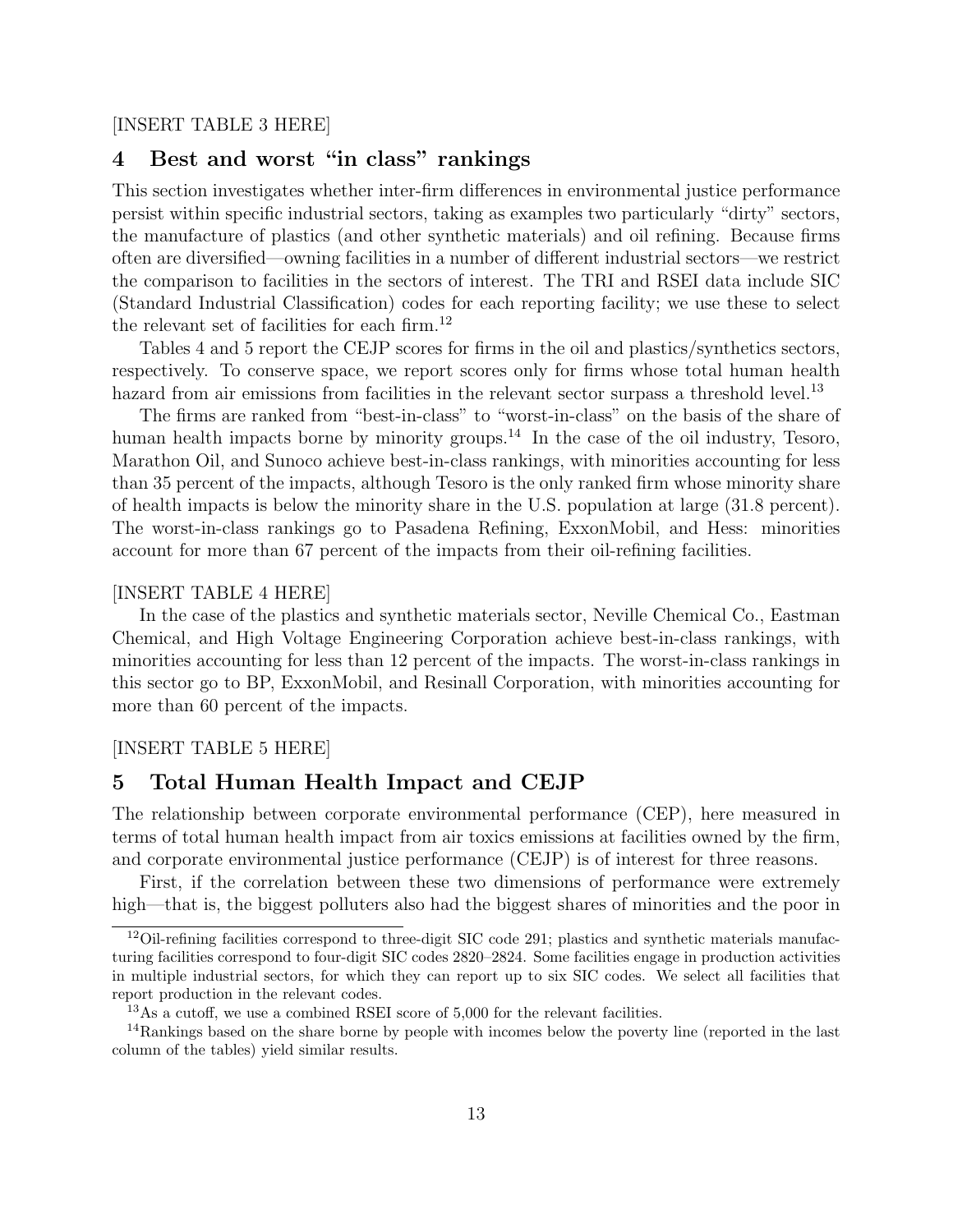[INSERT TABLE 3 HERE]

## 4 Best and worst "in class" rankings

This section investigates whether inter-firm differences in environmental justice performance persist within specific industrial sectors, taking as examples two particularly "dirty" sectors, the manufacture of plastics (and other synthetic materials) and oil refining. Because firms often are diversified—owning facilities in a number of different industrial sectors—we restrict the comparison to facilities in the sectors of interest. The TRI and RSEI data include SIC (Standard Industrial Classification) codes for each reporting facility; we use these to select the relevant set of facilities for each firm.[12]

Tables 4 and 5 report the CEJP scores for firms in the oil and plastics/synthetics sectors, respectively. To conserve space, we report scores only for firms whose total human health hazard from air emissions from facilities in the relevant sector surpass a threshold level.[13]

The firms are ranked from "best-in-class" to "worst-in-class" on the basis of the share of human health impacts borne by minority groups.[14] In the case of the oil industry, Tesoro, Marathon Oil, and Sunoco achieve best-in-class rankings, with minorities accounting for less than 35 percent of the impacts, although Tesoro is the only ranked firm whose minority share of health impacts is below the minority share in the U.S. population at large (31.8 percent). The worst-in-class rankings go to Pasadena Refining, ExxonMobil, and Hess: minorities account for more than 67 percent of the impacts from their oil-refining facilities.

[INSERT TABLE 4 HERE]

In the case of the plastics and synthetic materials sector, Neville Chemical Co., Eastman Chemical, and High Voltage Engineering Corporation achieve best-in-class rankings, with minorities accounting for less than 12 percent of the impacts. The worst-in-class rankings in this sector go to BP, ExxonMobil, and Resinall Corporation, with minorities accounting for more than 60 percent of the impacts.

[INSERT TABLE 5 HERE]

## 5 Total Human Health Impact and CEJP

The relationship between corporate environmental performance (CEP), here measured in terms of total human health impact from air toxics emissions at facilities owned by the firm, and corporate environmental justice performance (CEJP) is of interest for three reasons.

First, if the correlation between these two dimensions of performance were extremely high—that is, the biggest polluters also had the biggest shares of minorities and the poor in

---

[12] Oil-refining facilities correspond to three-digit SIC code 291; plastics and synthetic materials manufacturing facilities correspond to four-digit SIC codes 2820–2824. Some facilities engage in production activities in multiple industrial sectors, for which they can report up to six SIC codes. We select all facilities that report production in the relevant codes.

[13] As a cutoff, we use a combined RSEI score of 5,000 for the relevant facilities.

[14] Rankings based on the share borne by people with incomes below the poverty line (reported in the last column of the tables) yield similar results.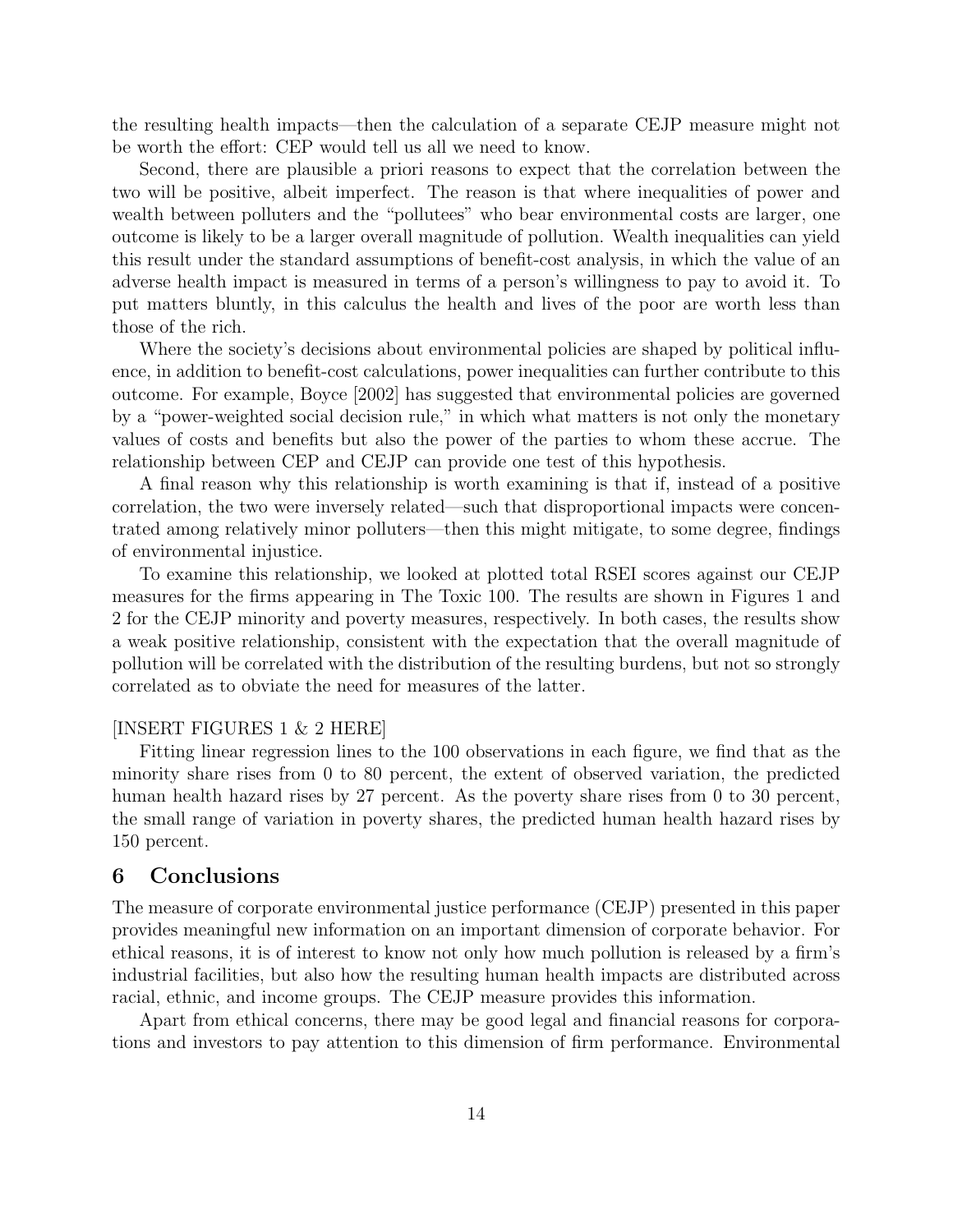the resulting health impacts—then the calculation of a separate CEJP measure might not be worth the effort: CEP would tell us all we need to know.

Second, there are plausible a priori reasons to expect that the correlation between the two will be positive, albeit imperfect. The reason is that where inequalities of power and wealth between polluters and the "pollutees" who bear environmental costs are larger, one outcome is likely to be a larger overall magnitude of pollution. Wealth inequalities can yield this result under the standard assumptions of benefit-cost analysis, in which the value of an adverse health impact is measured in terms of a person's willingness to pay to avoid it. To put matters bluntly, in this calculus the health and lives of the poor are worth less than those of the rich.

Where the society's decisions about environmental policies are shaped by political influence, in addition to benefit-cost calculations, power inequalities can further contribute to this outcome. For example, Boyce [2002] has suggested that environmental policies are governed by a "power-weighted social decision rule," in which what matters is not only the monetary values of costs and benefits but also the power of the parties to whom these accrue. The relationship between CEP and CEJP can provide one test of this hypothesis.

A final reason why this relationship is worth examining is that if, instead of a positive correlation, the two were inversely related—such that disproportional impacts were concentrated among relatively minor polluters—then this might mitigate, to some degree, findings of environmental injustice.

To examine this relationship, we looked at plotted total RSEI scores against our CEJP measures for the firms appearing in The Toxic 100. The results are shown in Figures 1 and 2 for the CEJP minority and poverty measures, respectively. In both cases, the results show a weak positive relationship, consistent with the expectation that the overall magnitude of pollution will be correlated with the distribution of the resulting burdens, but not so strongly correlated as to obviate the need for measures of the latter.

[INSERT FIGURES 1 & 2 HERE]

Fitting linear regression lines to the 100 observations in each figure, we find that as the minority share rises from 0 to 80 percent, the extent of observed variation, the predicted human health hazard rises by 27 percent. As the poverty share rises from 0 to 30 percent, the small range of variation in poverty shares, the predicted human health hazard rises by 150 percent.

## 6 Conclusions

The measure of corporate environmental justice performance (CEJP) presented in this paper provides meaningful new information on an important dimension of corporate behavior. For ethical reasons, it is of interest to know not only how much pollution is released by a firm's industrial facilities, but also how the resulting human health impacts are distributed across racial, ethnic, and income groups. The CEJP measure provides this information.

Apart from ethical concerns, there may be good legal and financial reasons for corporations and investors to pay attention to this dimension of firm performance. Environmental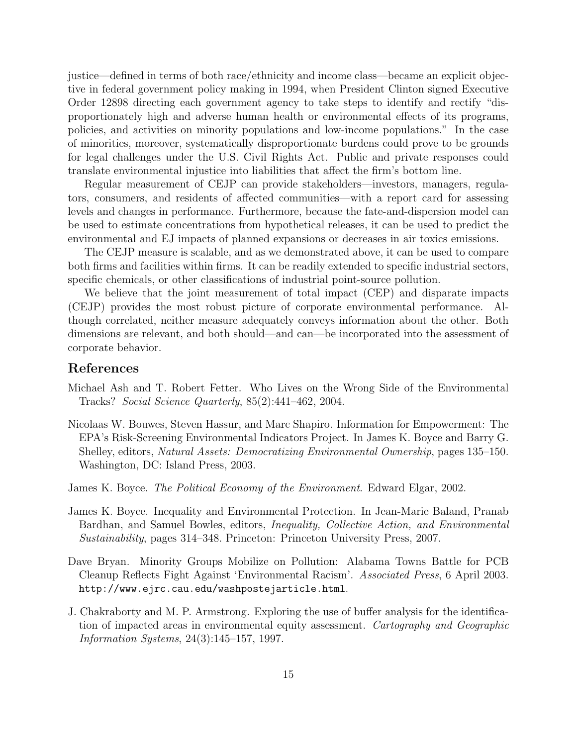justice—defined in terms of both race/ethnicity and income class—became an explicit objective in federal government policy making in 1994, when President Clinton signed Executive Order 12898 directing each government agency to take steps to identify and rectify "disproportionately high and adverse human health or environmental effects of its programs, policies, and activities on minority populations and low-income populations." In the case of minorities, moreover, systematically disproportionate burdens could prove to be grounds for legal challenges under the U.S. Civil Rights Act. Public and private responses could translate environmental injustice into liabilities that affect the firm's bottom line.

Regular measurement of CEJP can provide stakeholders—investors, managers, regulators, consumers, and residents of affected communities—with a report card for assessing levels and changes in performance. Furthermore, because the fate-and-dispersion model can be used to estimate concentrations from hypothetical releases, it can be used to predict the environmental and EJ impacts of planned expansions or decreases in air toxics emissions.

The CEJP measure is scalable, and as we demonstrated above, it can be used to compare both firms and facilities within firms. It can be readily extended to specific industrial sectors, specific chemicals, or other classifications of industrial point-source pollution.

We believe that the joint measurement of total impact (CEP) and disparate impacts (CEJP) provides the most robust picture of corporate environmental performance. Although correlated, neither measure adequately conveys information about the other. Both dimensions are relevant, and both should—and can—be incorporated into the assessment of corporate behavior.

## References

Michael Ash and T. Robert Fetter. Who Lives on the Wrong Side of the Environmental Tracks? *Social Science Quarterly*, 85(2):441–462, 2004.

Nicolaas W. Bouwes, Steven Hassur, and Marc Shapiro. Information for Empowerment: The EPA's Risk-Screening Environmental Indicators Project. In James K. Boyce and Barry G. Shelley, editors, *Natural Assets: Democratizing Environmental Ownership*, pages 135–150. Washington, DC: Island Press, 2003.

James K. Boyce. *The Political Economy of the Environment*. Edward Elgar, 2002.

James K. Boyce. Inequality and Environmental Protection. In Jean-Marie Baland, Pranab Bardhan, and Samuel Bowles, editors, *Inequality, Collective Action, and Environmental Sustainability*, pages 314–348. Princeton: Princeton University Press, 2007.

Dave Bryan. Minority Groups Mobilize on Pollution: Alabama Towns Battle for PCB Cleanup Reflects Fight Against 'Environmental Racism'. *Associated Press*, 6 April 2003. `http://www.ejrc.cau.edu/washpostejarticle.html`.

J. Chakraborty and M. P. Armstrong. Exploring the use of buffer analysis for the identification of impacted areas in environmental equity assessment. *Cartography and Geographic Information Systems*, 24(3):145–157, 1997.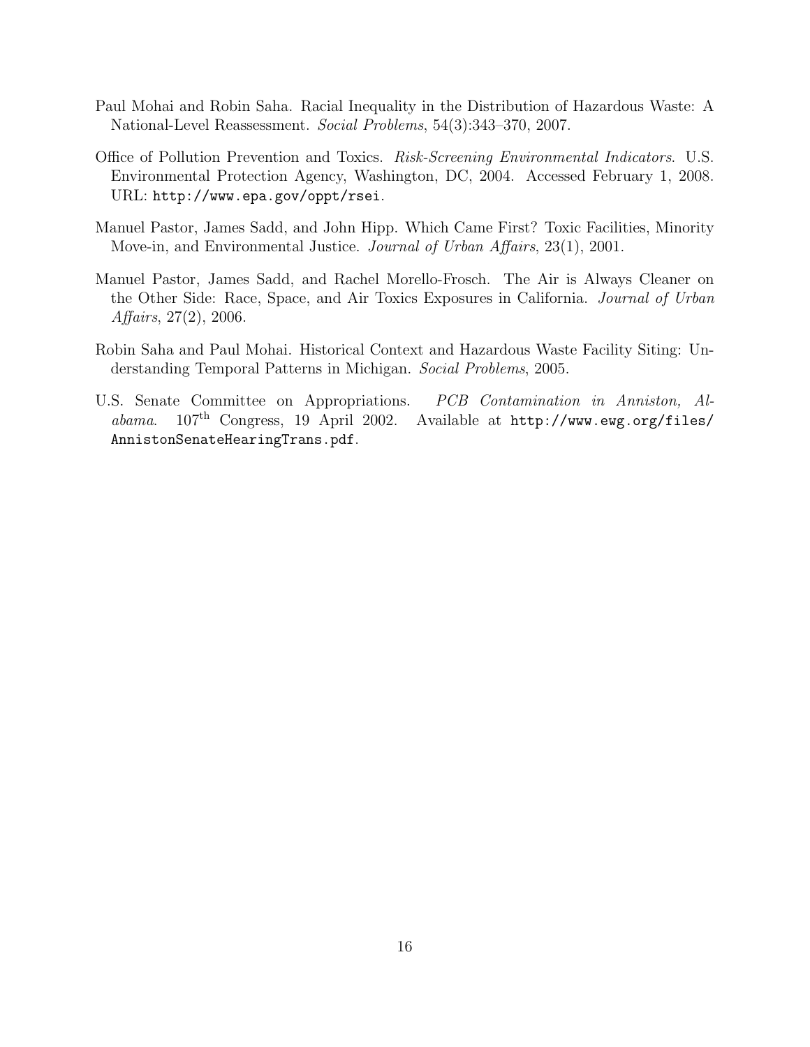Paul Mohai and Robin Saha. Racial Inequality in the Distribution of Hazardous Waste: A National-Level Reassessment. *Social Problems*, 54(3):343–370, 2007.

Office of Pollution Prevention and Toxics. *Risk-Screening Environmental Indicators*. U.S. Environmental Protection Agency, Washington, DC, 2004. Accessed February 1, 2008. URL: `http://www.epa.gov/oppt/rsei`.

Manuel Pastor, James Sadd, and John Hipp. Which Came First? Toxic Facilities, Minority Move-in, and Environmental Justice. *Journal of Urban Affairs*, 23(1), 2001.

Manuel Pastor, James Sadd, and Rachel Morello-Frosch. The Air is Always Cleaner on the Other Side: Race, Space, and Air Toxics Exposures in California. *Journal of Urban Affairs*, 27(2), 2006.

Robin Saha and Paul Mohai. Historical Context and Hazardous Waste Facility Siting: Understanding Temporal Patterns in Michigan. *Social Problems*, 2005.

U.S. Senate Committee on Appropriations. *PCB Contamination in Anniston, Alabama*. 107$^{\text{th}}$ Congress, 19 April 2002. Available at `http://www.ewg.org/files/AnnistonSenateHearingTrans.pdf`.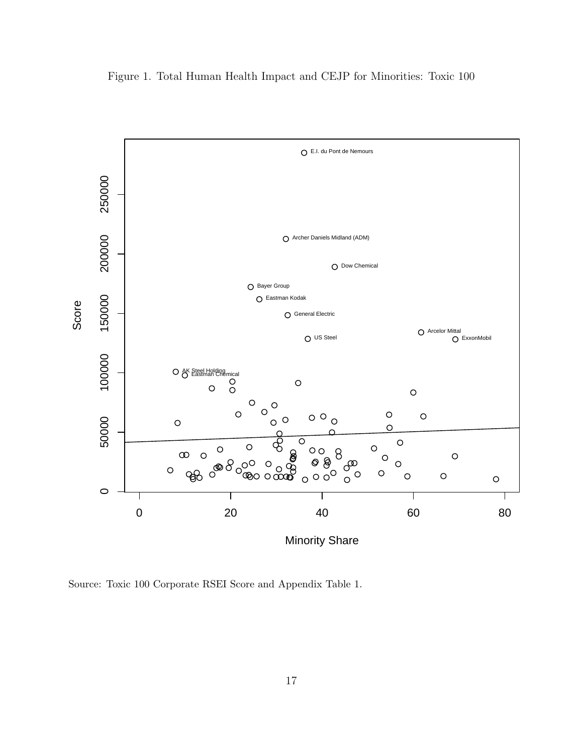Figure 1. Total Human Health Impact and CEJP for Minorities: Toxic 100

Source: Toxic 100 Corporate RSEI Score and Appendix Table 1.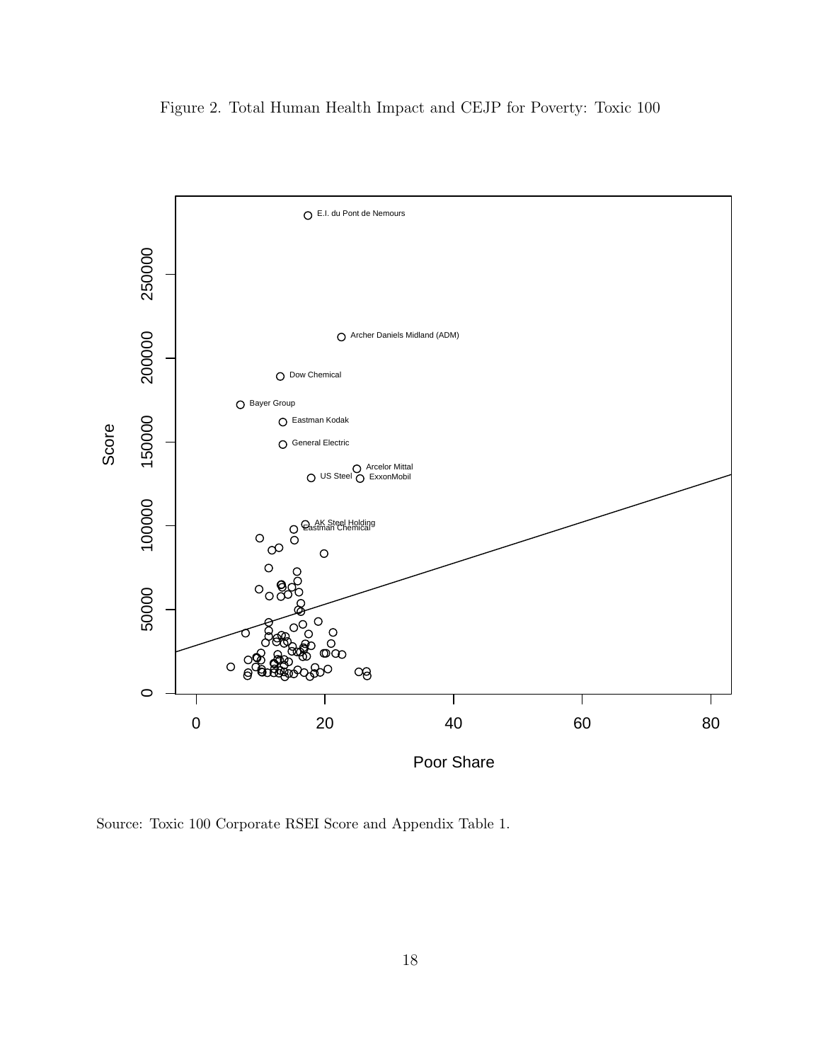Figure 2. Total Human Health Impact and CEJP for Poverty: Toxic 100

Source: Toxic 100 Corporate RSEI Score and Appendix Table 1.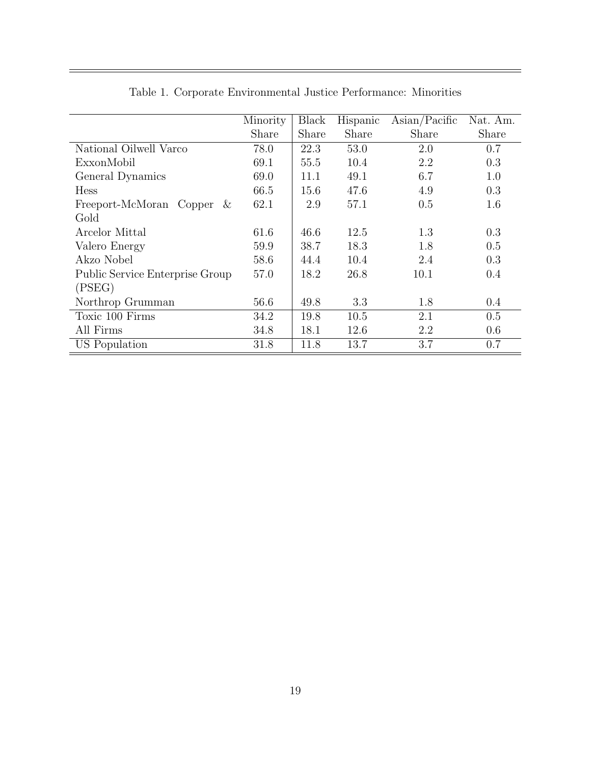Table 1. Corporate Environmental Justice Performance: Minorities

| | Minority Share | Black Share | Hispanic Share | Asian/Pacific Share | Nat. Am. Share |
|---|---|---|---|---|---|
| National Oilwell Varco | 78.0 | 22.3 | 53.0 | 2.0 | 0.7 |
| ExxonMobil | 69.1 | 55.5 | 10.4 | 2.2 | 0.3 |
| General Dynamics | 69.0 | 11.1 | 49.1 | 6.7 | 1.0 |
| Hess | 66.5 | 15.6 | 47.6 | 4.9 | 0.3 |
| Freeport-McMoran Copper & Gold | 62.1 | 2.9 | 57.1 | 0.5 | 1.6 |
| Arcelor Mittal | 61.6 | 46.6 | 12.5 | 1.3 | 0.3 |
| Valero Energy | 59.9 | 38.7 | 18.3 | 1.8 | 0.5 |
| Akzo Nobel | 58.6 | 44.4 | 10.4 | 2.4 | 0.3 |
| Public Service Enterprise Group (PSEG) | 57.0 | 18.2 | 26.8 | 10.1 | 0.4 |
| Northrop Grumman | 56.6 | 49.8 | 3.3 | 1.8 | 0.4 |
| Toxic 100 Firms | 34.2 | 19.8 | 10.5 | 2.1 | 0.5 |
| All Firms | 34.8 | 18.1 | 12.6 | 2.2 | 0.6 |
| US Population | 31.8 | 11.8 | 13.7 | 3.7 | 0.7 |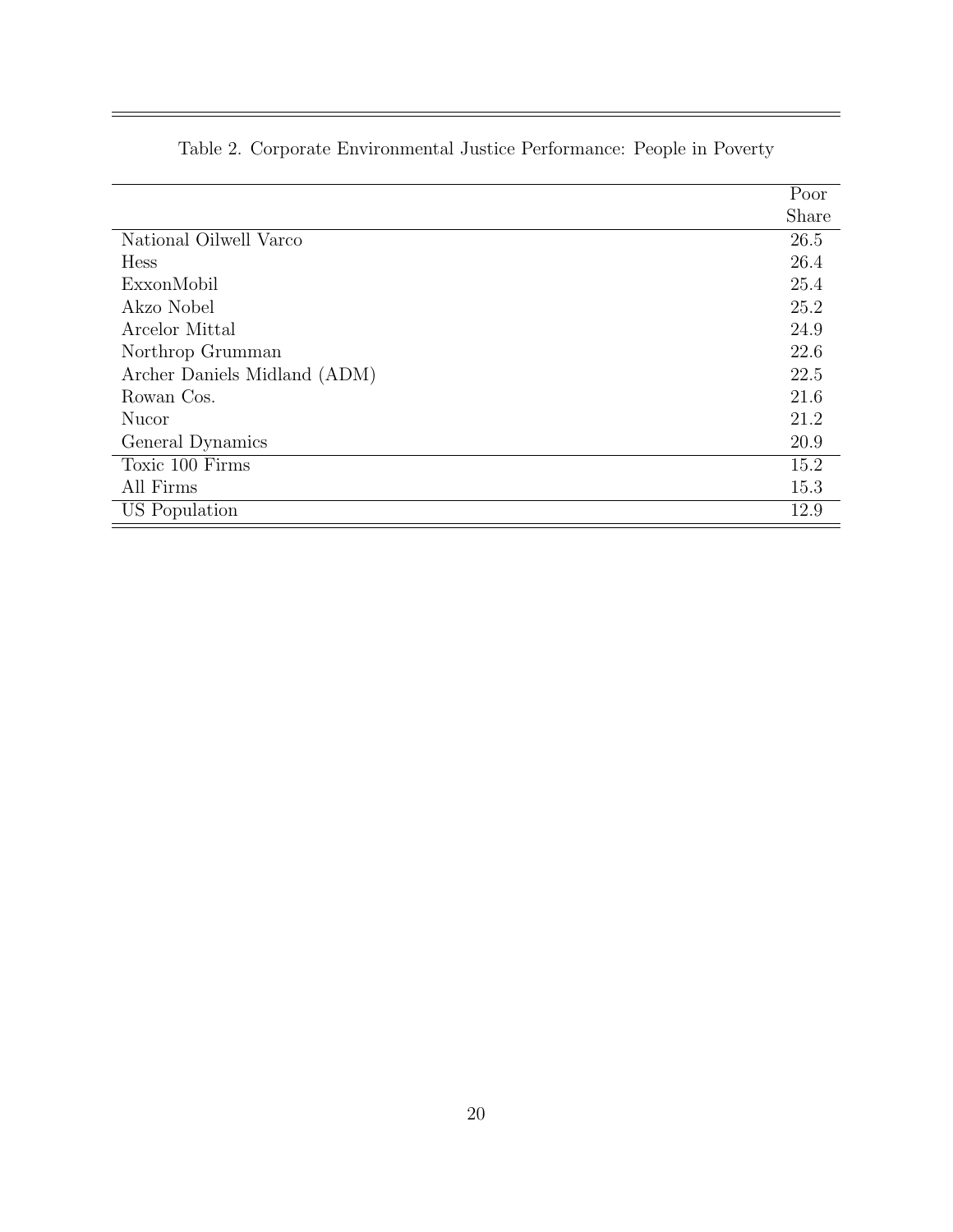Table 2. Corporate Environmental Justice Performance: People in Poverty

| | Poor Share |
|---|---|
| National Oilwell Varco | 26.5 |
| Hess | 26.4 |
| ExxonMobil | 25.4 |
| Akzo Nobel | 25.2 |
| Arcelor Mittal | 24.9 |
| Northrop Grumman | 22.6 |
| Archer Daniels Midland (ADM) | 22.5 |
| Rowan Cos. | 21.6 |
| Nucor | 21.2 |
| General Dynamics | 20.9 |
| Toxic 100 Firms | 15.2 |
| All Firms | 15.3 |
| US Population | 12.9 |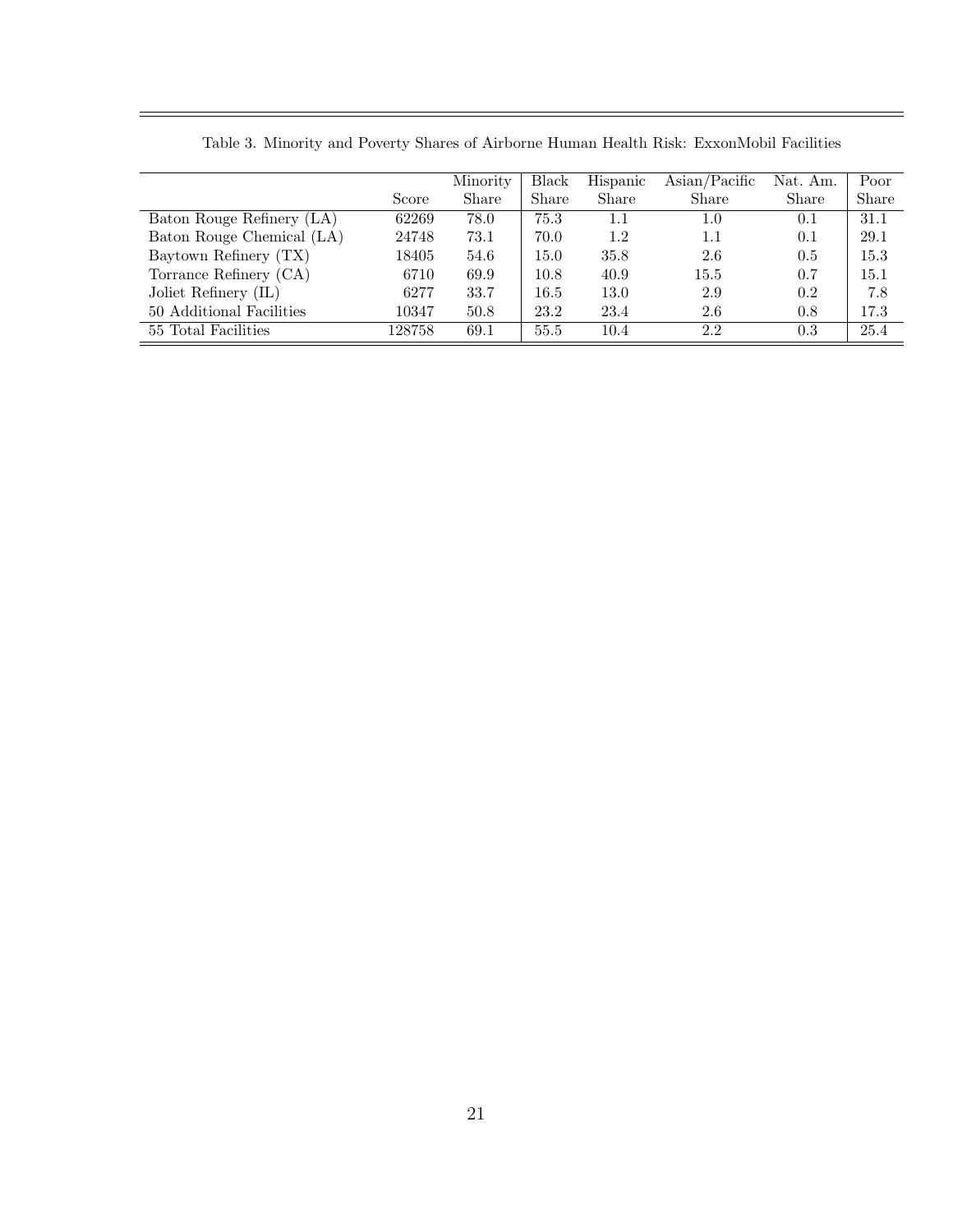Table 3. Minority and Poverty Shares of Airborne Human Health Risk: ExxonMobil Facilities

| | Score | Minority Share | Black Share | Hispanic Share | Asian/Pacific Share | Nat. Am. Share | Poor Share |
|---|---|---|---|---|---|---|---|
| Baton Rouge Refinery (LA) | 62269 | 78.0 | 75.3 | 1.1 | 1.0 | 0.1 | 31.1 |
| Baton Rouge Chemical (LA) | 24748 | 73.1 | 70.0 | 1.2 | 1.1 | 0.1 | 29.1 |
| Baytown Refinery (TX) | 18405 | 54.6 | 15.0 | 35.8 | 2.6 | 0.5 | 15.3 |
| Torrance Refinery (CA) | 6710 | 69.9 | 10.8 | 40.9 | 15.5 | 0.7 | 15.1 |
| Joliet Refinery (IL) | 6277 | 33.7 | 16.5 | 13.0 | 2.9 | 0.2 | 7.8 |
| 50 Additional Facilities | 10347 | 50.8 | 23.2 | 23.4 | 2.6 | 0.8 | 17.3 |
| 55 Total Facilities | 128758 | 69.1 | 55.5 | 10.4 | 2.2 | 0.3 | 25.4 |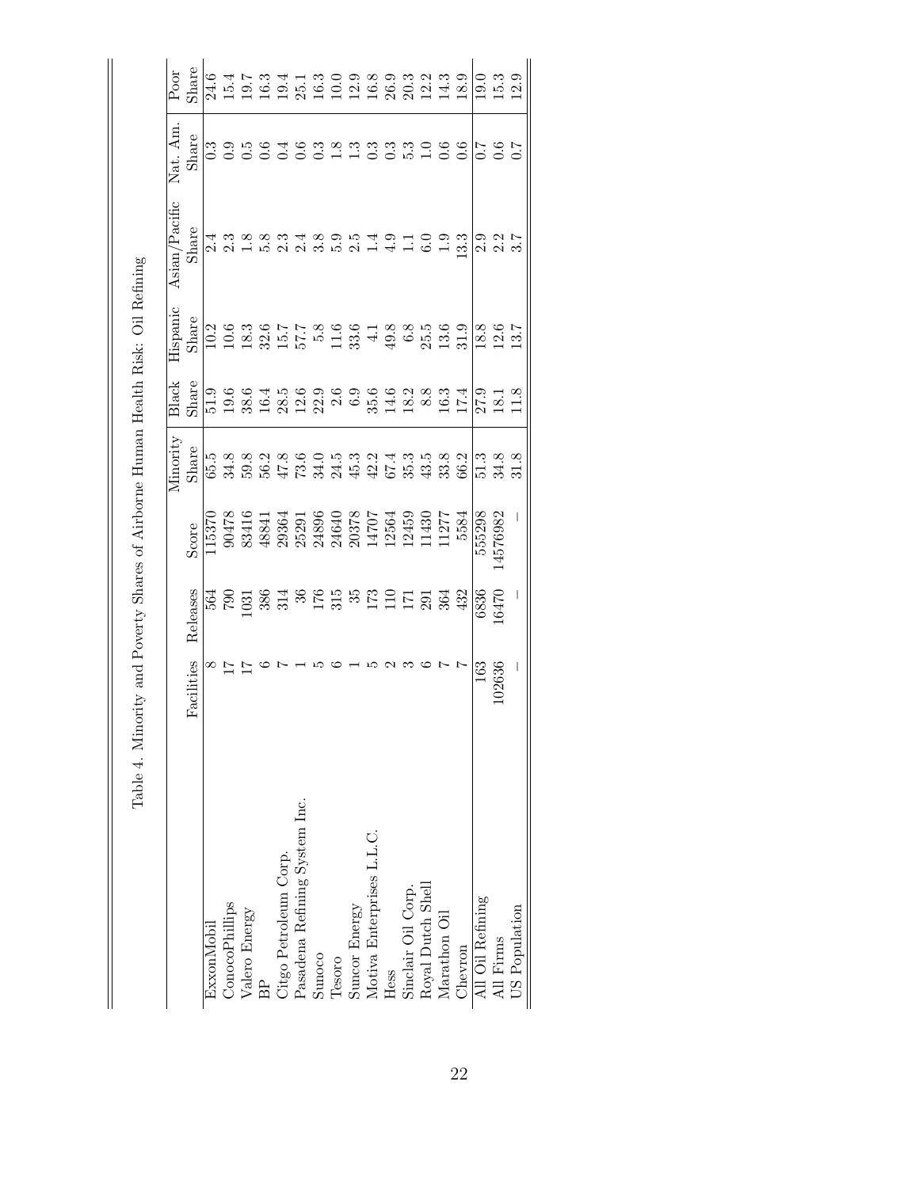Table 4. Minority and Poverty Shares of Airborne Human Health Risk: Oil Refining

| | Facilities | Releases | Score | Minority Share | Black Share | Hispanic Share | Asian/Pacific Share | Nat. Am. Share | Poor Share |
|---|---|---|---|---|---|---|---|---|---|
| ExxonMobil | 8 | 564 | 115370 | 65.5 | 51.9 | 10.2 | 2.4 | 0.3 | 24.6 |
| ConocoPhillips | 17 | 790 | 90478 | 34.8 | 19.6 | 10.6 | 2.3 | 0.9 | 15.4 |
| Valero Energy | 17 | 1031 | 83416 | 59.8 | 38.6 | 18.3 | 1.8 | 0.5 | 19.7 |
| BP | 6 | 386 | 48841 | 56.2 | 16.4 | 32.6 | 5.8 | 0.6 | 16.3 |
| Citgo Petroleum Corp. | 7 | 314 | 29364 | 47.8 | 28.5 | 15.7 | 2.3 | 0.4 | 19.4 |
| Pasadena Refining System Inc. | 1 | 36 | 25291 | 73.6 | 12.6 | 57.7 | 2.4 | 0.6 | 25.1 |
| Sunoco | 5 | 176 | 24896 | 34.0 | 22.9 | 5.8 | 3.8 | 0.3 | 16.3 |
| Tesoro | 6 | 315 | 24640 | 24.5 | 2.6 | 11.6 | 5.9 | 1.8 | 10.0 |
| Suncor Energy | 1 | 35 | 20378 | 45.3 | 6.9 | 33.6 | 2.5 | 1.3 | 12.9 |
| Motiva Enterprises L.L.C. | 5 | 173 | 14707 | 42.2 | 35.6 | 4.1 | 1.4 | 0.3 | 16.8 |
| Hess | 2 | 110 | 12564 | 67.4 | 14.6 | 49.8 | 4.9 | 0.3 | 26.9 |
| Sinclair Oil Corp. | 3 | 171 | 12459 | 35.3 | 18.2 | 6.8 | 1.1 | 5.3 | 20.3 |
| Royal Dutch Shell | 6 | 291 | 11430 | 43.5 | 8.8 | 25.5 | 6.0 | 1.0 | 12.2 |
| Marathon Oil | 7 | 364 | 11277 | 33.8 | 16.3 | 13.6 | 1.9 | 0.6 | 14.3 |
| Chevron | 7 | 432 | 5584 | 66.2 | 17.4 | 31.9 | 13.3 | 0.6 | 18.9 |
| All Oil Refining | 163 | 6836 | 555298 | 51.3 | 27.9 | 18.8 | 2.9 | 0.7 | 19.0 |
| All Firms | 102636 | 16470 | 14576982 | 34.8 | 18.1 | 12.6 | 2.2 | 0.6 | 15.3 |
| US Population | – | – | – | 31.8 | 11.8 | 13.7 | 3.7 | 0.7 | 12.9 |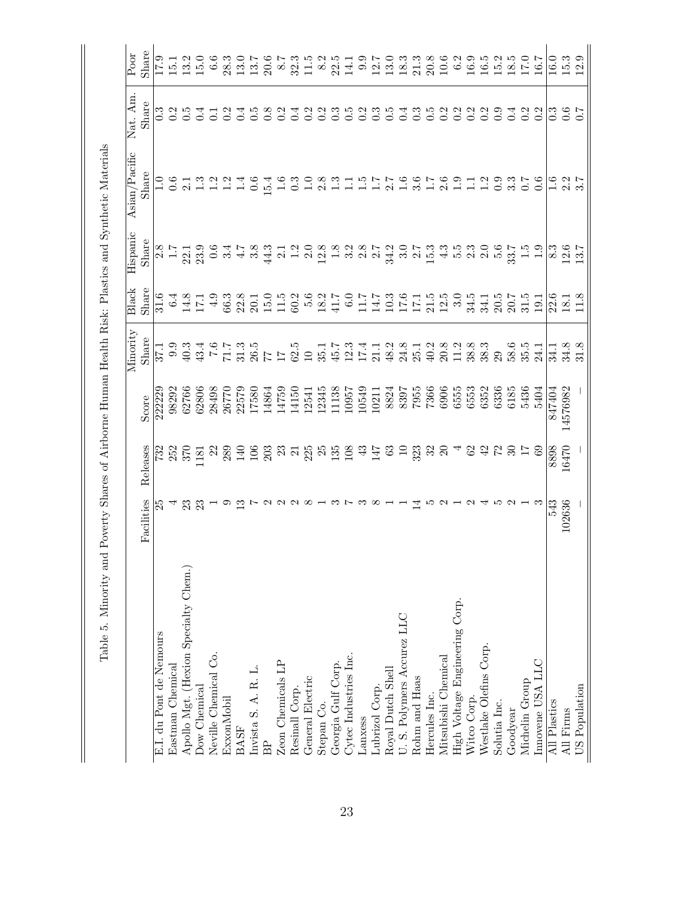Table 5. Minority and Poverty Shares of Airborne Human Health Risk: Plastics and Synthetic Materials

| | Facilities | Releases | Score | Minority Share | Black Share | Hispanic Share | Asian/Pacific Share | Nat. Am. Share | Poor Share |
|---|---|---|---|---|---|---|---|---|---|
| E.I. du Pont de Nemours | 25 | 732 | 222229 | 37.1 | 31.6 | 2.8 | 1.0 | 0.3 | 17.9 |
| Eastman Chemical | 4 | 252 | 98292 | 9.9 | 6.4 | 1.7 | 0.6 | 0.2 | 15.1 |
| Apollo Mgt. (Hexion Specialty Chem.) | 23 | 370 | 62766 | 40.3 | 14.8 | 22.1 | 2.1 | 0.5 | 13.2 |
| Dow Chemical | 23 | 1181 | 62806 | 43.4 | 17.1 | 23.9 | 1.3 | 0.4 | 15.0 |
| Neville Chemical Co. | 1 | 22 | 28498 | 7.6 | 4.9 | 0.6 | 1.2 | 0.1 | 6.6 |
| ExxonMobil | 9 | 289 | 26770 | 71.7 | 66.3 | 3.4 | 1.2 | 0.2 | 28.3 |
| BASF | 13 | 140 | 22579 | 31.3 | 22.8 | 4.7 | 1.4 | 0.4 | 13.0 |
| Invista S. A. R. L. | 7 | 106 | 17580 | 26.5 | 20.1 | 3.8 | 0.6 | 0.5 | 13.7 |
| BP | 2 | 203 | 14864 | 77 | 15.0 | 44.3 | 15.4 | 0.8 | 20.6 |
| Zeon Chemicals LP | 2 | 23 | 14759 | 17 | 11.5 | 2.1 | 1.6 | 0.2 | 8.7 |
| Resinall Corp. | 2 | 21 | 14150 | 62.5 | 60.2 | 1.2 | 0.3 | 0.4 | 32.3 |
| General Electric | 8 | 225 | 12541 | 10 | 5.6 | 2.0 | 1.0 | 0.2 | 11.5 |
| Stepan Co. | 1 | 25 | 12345 | 35.1 | 18.2 | 12.8 | 2.8 | 0.2 | 8.2 |
| Georgia Gulf Corp. | 3 | 135 | 11138 | 45.7 | 41.7 | 1.8 | 1.3 | 0.3 | 22.5 |
| Cytec Industries Inc. | 7 | 108 | 10957 | 12.3 | 6.0 | 3.2 | 1.1 | 0.5 | 14.1 |
| Lanxess | 3 | 43 | 10549 | 17.4 | 11.7 | 2.8 | 1.5 | 0.2 | 9.9 |
| Lubrizol Corp. | 8 | 147 | 10211 | 21.1 | 14.7 | 2.7 | 1.7 | 0.3 | 12.7 |
| Royal Dutch Shell | 1 | 63 | 8824 | 48.2 | 10.3 | 34.2 | 2.7 | 0.5 | 13.0 |
| U. S. Polymers Accurez LLC | 1 | 10 | 8397 | 24.8 | 17.6 | 3.0 | 1.6 | 0.4 | 18.3 |
| Rohm and Haas | 14 | 323 | 7955 | 25.1 | 17.1 | 2.7 | 3.6 | 0.3 | 21.3 |
| Hercules Inc. | 5 | 32 | 7366 | 40.2 | 21.5 | 15.3 | 1.7 | 0.5 | 20.8 |
| Mitsubishi Chemical | 2 | 20 | 6906 | 20.8 | 12.5 | 4.3 | 2.6 | 0.2 | 10.6 |
| High Voltage Engineering Corp. | 1 | 4 | 6555 | 11.2 | 3.0 | 5.5 | 1.9 | 0.2 | 6.2 |
| Witco Corp. | 2 | 62 | 6553 | 38.8 | 34.5 | 2.3 | 1.1 | 0.2 | 16.9 |
| Westlake Olefins Corp. | 4 | 42 | 6352 | 38.3 | 34.1 | 2.0 | 1.2 | 0.2 | 16.5 |
| Solutia Inc. | 5 | 72 | 6336 | 29 | 20.5 | 5.6 | 0.9 | 0.9 | 15.2 |
| Goodyear | 2 | 30 | 6185 | 58.6 | 20.7 | 33.7 | 3.3 | 0.4 | 18.5 |
| Michelin Group | 1 | 17 | 5436 | 35.5 | 31.5 | 1.5 | 0.7 | 0.2 | 17.0 |
| Innovene USA LLC | 3 | 69 | 5404 | 24.1 | 19.1 | 1.9 | 0.6 | 0.2 | 16.7 |
| All Plastics | 543 | 8898 | 847404 | 34.1 | 22.6 | 8.3 | 1.6 | 0.3 | 16.0 |
| All Firms | 102636 | 16470 | 14576982 | 34.8 | 18.1 | 12.6 | 2.2 | 0.6 | 15.3 |
| US Population | – | – | – | 31.8 | 11.8 | 13.7 | 3.7 | 0.7 | 12.9 |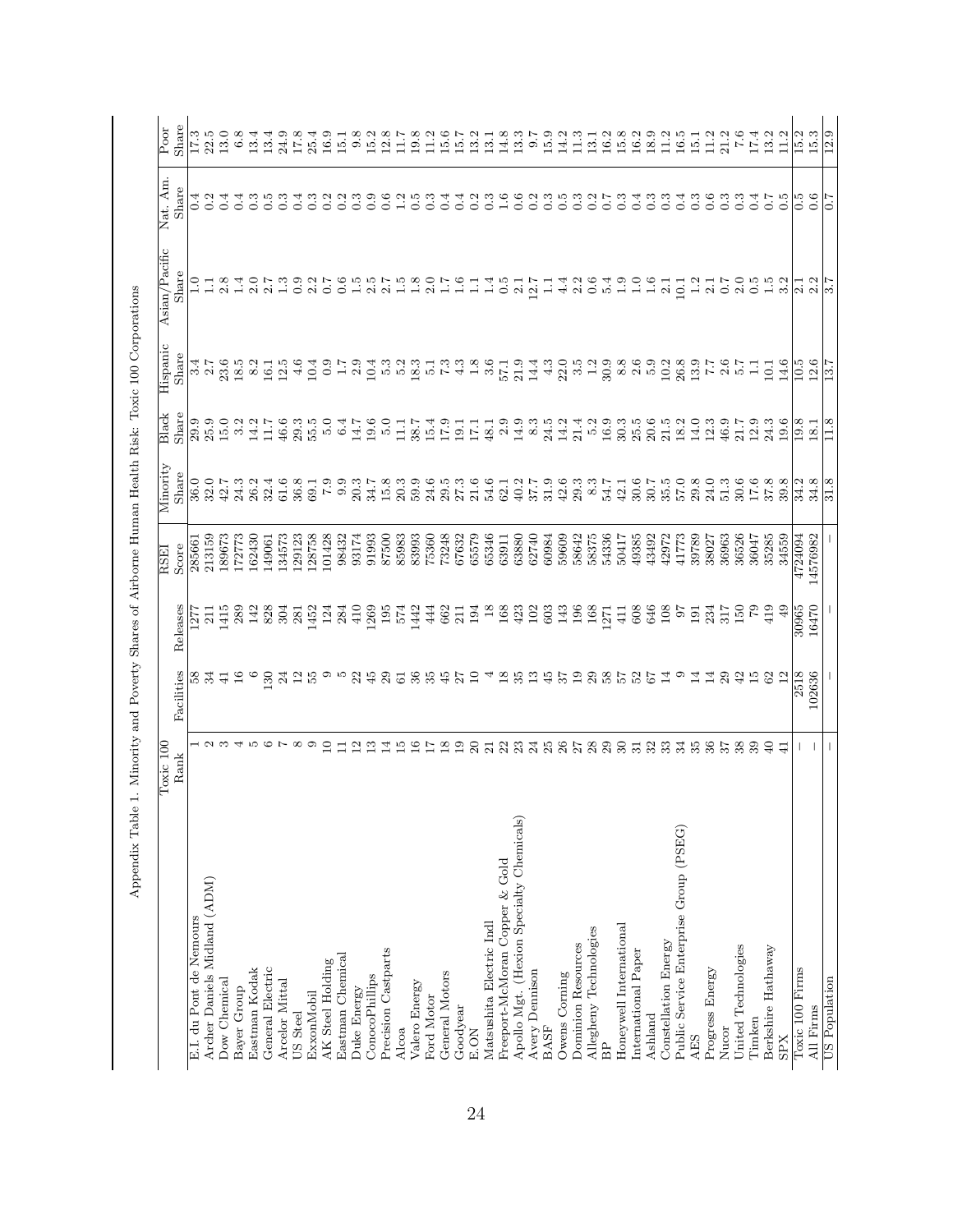Appendix Table 1. Minority and Poverty Shares of Airborne Human Health Risk: Toxic 100 Corporations

| | Toxic 100 Rank | Facilities | Releases | RSEI Score | Minority Share | Black Share | Hispanic Share | Asian/Pacific Share | Nat. Am. Share | Poor Share |
|---|---|---|---|---|---|---|---|---|---|---|
| E.I. du Pont de Nemours | 1 | 58 | 1277 | 285661 | 36.0 | 29.9 | 3.4 | 1.0 | 0.4 | 17.3 |
| Archer Daniels Midland (ADM) | 2 | 34 | 211 | 213159 | 32.0 | 25.9 | 2.7 | 1.1 | 0.2 | 22.5 |
| Dow Chemical | 3 | 41 | 1415 | 189673 | 42.7 | 15.0 | 23.6 | 2.8 | 0.4 | 13.0 |
| Bayer Group | 4 | 16 | 289 | 172773 | 24.3 | 3.2 | 18.5 | 1.4 | 0.4 | 6.8 |
| Eastman Kodak | 5 | 6 | 142 | 162430 | 26.2 | 14.2 | 8.2 | 2.0 | 0.3 | 13.4 |
| General Electric | 6 | 130 | 828 | 149061 | 32.4 | 11.7 | 16.1 | 2.7 | 0.5 | 13.4 |
| Arcelor Mittal | 7 | 24 | 304 | 134573 | 61.6 | 46.6 | 12.5 | 1.3 | 0.3 | 24.9 |
| US Steel | 8 | 12 | 281 | 129123 | 36.8 | 29.3 | 4.6 | 0.9 | 0.4 | 17.8 |
| ExxonMobil | 9 | 55 | 1452 | 128758 | 69.1 | 55.5 | 10.4 | 2.2 | 0.3 | 25.4 |
| AK Steel Holding | 10 | 9 | 124 | 101428 | 7.9 | 5.0 | 0.9 | 0.7 | 0.2 | 16.9 |
| Eastman Chemical | 11 | 5 | 284 | 98432 | 9.9 | 6.4 | 1.7 | 0.6 | 0.2 | 15.1 |
| Duke Energy | 12 | 22 | 410 | 93174 | 20.3 | 14.7 | 2.9 | 1.5 | 0.3 | 9.8 |
| ConocoPhillips | 13 | 45 | 1269 | 91993 | 34.7 | 19.6 | 10.4 | 2.5 | 0.9 | 15.2 |
| Precision Castparts | 14 | 29 | 195 | 87500 | 15.8 | 5.0 | 5.3 | 2.7 | 0.6 | 12.8 |
| Alcoa | 15 | 61 | 574 | 85983 | 20.3 | 11.1 | 5.2 | 1.5 | 1.2 | 11.7 |
| Valero Energy | 16 | 36 | 1442 | 83993 | 59.9 | 38.7 | 18.3 | 1.8 | 0.5 | 19.8 |
| Ford Motor | 17 | 35 | 444 | 75360 | 24.6 | 15.4 | 5.1 | 2.0 | 0.3 | 11.2 |
| General Motors | 18 | 45 | 662 | 73248 | 29.5 | 17.9 | 7.3 | 1.7 | 0.4 | 15.6 |
| Goodyear | 19 | 27 | 211 | 67632 | 27.3 | 19.1 | 4.3 | 1.6 | 0.4 | 15.7 |
| E.ON | 20 | 10 | 194 | 65579 | 21.6 | 17.1 | 1.8 | 1.1 | 0.2 | 13.2 |
| Matsushita Electric Indl | 21 | 4 | 18 | 65346 | 54.6 | 48.1 | 3.6 | 1.4 | 0.3 | 13.1 |
| Freeport-McMoran Copper & Gold | 22 | 18 | 168 | 63911 | 62.1 | 2.9 | 57.1 | 0.5 | 1.6 | 14.8 |
| Apollo Mgt. (Hexion Specialty Chemicals) | 23 | 35 | 423 | 63880 | 40.2 | 14.9 | 21.9 | 2.1 | 0.6 | 13.3 |
| Avery Dennison | 24 | 13 | 102 | 62740 | 37.7 | 8.3 | 14.4 | 12.7 | 0.2 | 9.7 |
| BASF | 25 | 45 | 603 | 60984 | 31.9 | 24.5 | 4.3 | 1.1 | 0.3 | 15.9 |
| Owens Corning | 26 | 37 | 143 | 59609 | 42.6 | 14.2 | 22.0 | 4.4 | 0.5 | 14.2 |
| Dominion Resources | 27 | 19 | 196 | 58642 | 29.3 | 21.4 | 3.5 | 2.2 | 0.3 | 11.3 |
| Allegheny Technologies | 28 | 29 | 168 | 58375 | 8.3 | 5.2 | 1.2 | 0.6 | 0.2 | 13.1 |
| BP | 29 | 58 | 1271 | 54336 | 54.7 | 16.9 | 30.9 | 5.4 | 0.7 | 16.2 |
| Honeywell International | 30 | 57 | 411 | 50417 | 42.1 | 30.3 | 8.8 | 1.9 | 0.3 | 15.8 |
| International Paper | 31 | 52 | 608 | 49385 | 30.6 | 25.5 | 2.6 | 1.0 | 0.4 | 16.2 |
| Ashland | 32 | 67 | 646 | 43492 | 30.7 | 20.6 | 5.9 | 1.6 | 0.3 | 18.9 |
| Constellation Energy | 33 | 14 | 108 | 42972 | 35.5 | 21.5 | 10.2 | 2.1 | 0.3 | 11.2 |
| Public Service Enterprise Group (PSEG) | 34 | 9 | 97 | 41773 | 57.0 | 18.2 | 26.8 | 10.1 | 0.4 | 16.5 |
| AES | 35 | 14 | 191 | 39789 | 29.8 | 14.0 | 13.9 | 1.2 | 0.3 | 15.1 |
| Progress Energy | 36 | 14 | 234 | 38027 | 24.0 | 12.3 | 7.7 | 2.1 | 0.6 | 11.2 |
| Nucor | 37 | 29 | 317 | 36963 | 51.3 | 46.9 | 2.6 | 0.7 | 0.3 | 21.2 |
| United Technologies | 38 | 42 | 150 | 36526 | 30.6 | 21.7 | 5.7 | 2.0 | 0.3 | 7.6 |
| Timken | 39 | 15 | 79 | 36047 | 17.6 | 12.9 | 1.1 | 0.5 | 0.4 | 17.4 |
| Berkshire Hathaway | 40 | 62 | 419 | 35285 | 37.8 | 24.3 | 10.1 | 1.5 | 0.7 | 13.2 |
| SPX | 41 | 12 | 49 | 34559 | 39.8 | 19.6 | 14.6 | 3.2 | 0.5 | 11.2 |
| Toxic 100 Firms | – | 2518 | 30965 | 4724094 | 34.2 | 19.8 | 10.5 | 2.1 | 0.5 | 15.2 |
| All Firms | – | 102636 | 16470 | 14576982 | 34.8 | 18.1 | 12.6 | 2.2 | 0.6 | 15.3 |
| US Population | – | – | – | – | 31.8 | 11.8 | 13.7 | 3.7 | 0.7 | 12.9 |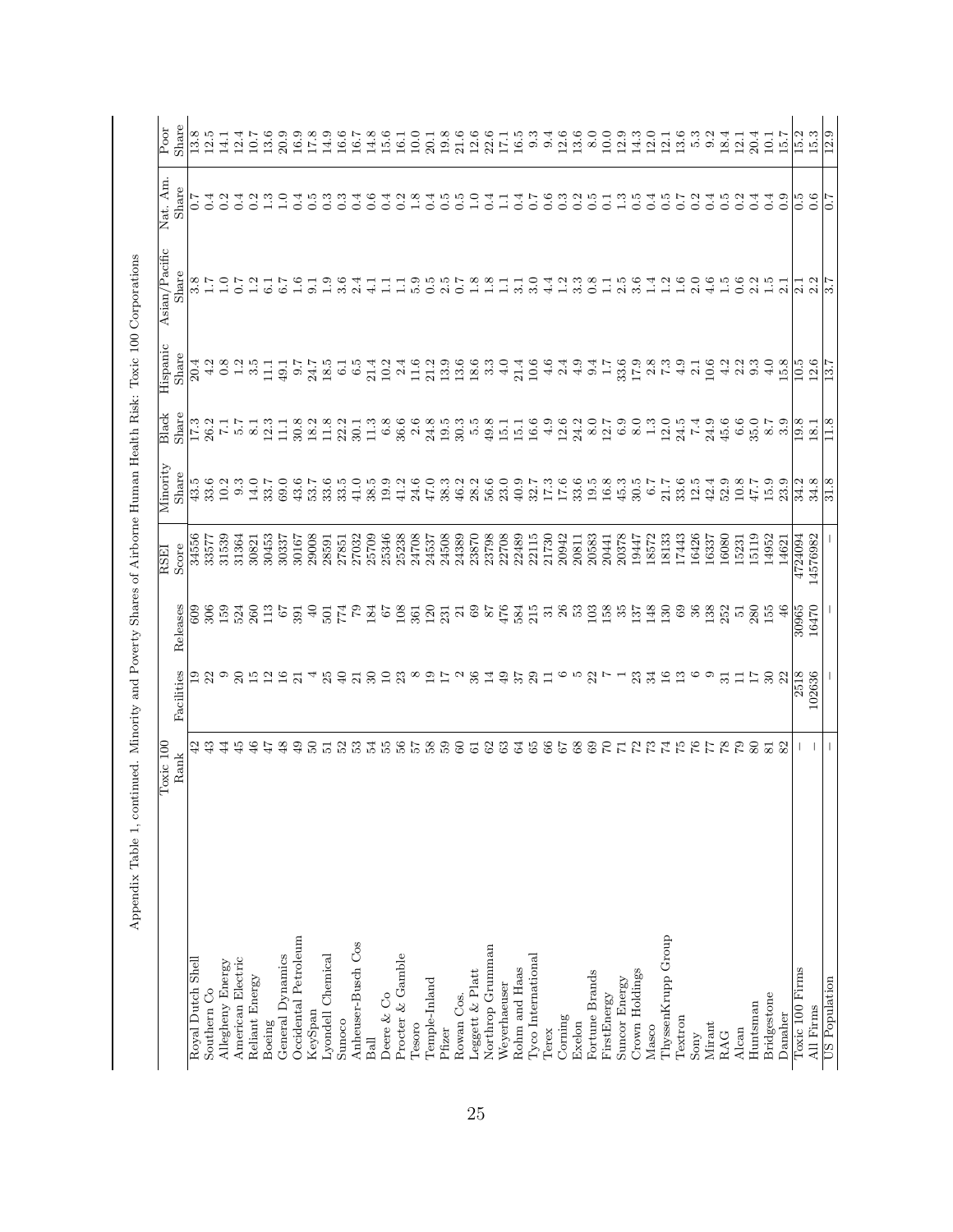Appendix Table 1, continued. Minority and Poverty Shares of Airborne Human Health Risk: Toxic 100 Corporations

| | Toxic 100 Rank | Facilities | Releases | RSEI Score | Minority Share | Black Share | Hispanic Share | Asian/Pacific Share | Nat. Am. Share | Poor Share |
|---|---|---|---|---|---|---|---|---|---|---|
| Royal Dutch Shell | 42 | 19 | 609 | 34556 | 43.5 | 17.3 | 20.4 | 3.8 | 0.7 | 13.8 |
| Southern Co | 43 | 22 | 306 | 33577 | 33.6 | 26.2 | 4.2 | 1.7 | 0.4 | 12.5 |
| Allegheny Energy | 44 | 9 | 159 | 31539 | 10.2 | 7.1 | 0.8 | 1.0 | 0.2 | 14.1 |
| American Electric | 45 | 20 | 524 | 31364 | 9.3 | 5.7 | 1.2 | 0.7 | 0.4 | 12.4 |
| Reliant Energy | 46 | 15 | 260 | 30821 | 14.0 | 8.1 | 3.5 | 1.2 | 0.2 | 10.7 |
| Boeing | 47 | 12 | 113 | 30453 | 33.7 | 12.3 | 11.1 | 6.1 | 1.3 | 13.6 |
| General Dynamics | 48 | 16 | 67 | 30337 | 69.0 | 11.1 | 49.1 | 6.7 | 1.0 | 20.9 |
| Occidental Petroleum | 49 | 21 | 391 | 30167 | 43.6 | 30.8 | 9.7 | 1.6 | 0.4 | 16.9 |
| KeySpan | 50 | 4 | 40 | 29008 | 53.7 | 18.2 | 24.7 | 9.1 | 0.5 | 17.8 |
| Lyondell Chemical | 51 | 25 | 501 | 28591 | 33.6 | 11.8 | 18.5 | 1.9 | 0.3 | 14.9 |
| Sunoco | 52 | 40 | 774 | 27851 | 33.5 | 22.2 | 6.1 | 3.6 | 0.3 | 16.6 |
| Anheuser-Busch Cos | 53 | 21 | 79 | 27032 | 41.0 | 30.1 | 6.5 | 2.4 | 0.4 | 16.7 |
| Ball | 54 | 30 | 184 | 25709 | 38.5 | 11.3 | 21.4 | 4.1 | 0.6 | 14.8 |
| Deere & Co | 55 | 10 | 67 | 25346 | 19.9 | 6.8 | 10.2 | 1.1 | 0.4 | 15.6 |
| Procter & Gamble | 56 | 23 | 108 | 25238 | 41.2 | 36.6 | 2.4 | 1.1 | 0.2 | 16.1 |
| Tesoro | 57 | 8 | 361 | 24708 | 24.6 | 2.6 | 11.6 | 5.9 | 1.8 | 10.0 |
| Temple-Inland | 58 | 19 | 120 | 24537 | 47.0 | 24.8 | 21.2 | 0.5 | 0.4 | 20.1 |
| Pfizer | 59 | 17 | 231 | 24508 | 38.3 | 19.5 | 13.9 | 2.5 | 0.5 | 19.8 |
| Rowan Cos. | 60 | 2 | 21 | 24389 | 46.2 | 30.3 | 13.6 | 0.7 | 0.5 | 21.6 |
| Leggett & Platt | 61 | 36 | 69 | 23870 | 28.2 | 5.5 | 18.6 | 1.8 | 1.0 | 12.6 |
| Northrop Grumman | 62 | 14 | 87 | 23798 | 56.6 | 49.8 | 3.3 | 1.8 | 0.4 | 22.6 |
| Weyerhaeuser | 63 | 49 | 476 | 22708 | 23.0 | 15.1 | 4.0 | 1.1 | 1.1 | 17.1 |
| Rohm and Haas | 64 | 37 | 584 | 22489 | 40.9 | 15.1 | 21.4 | 3.1 | 0.4 | 16.5 |
| Tyco International | 65 | 29 | 215 | 22115 | 32.7 | 16.6 | 10.6 | 3.0 | 0.7 | 9.3 |
| Terex | 66 | 11 | 31 | 21730 | 17.3 | 4.9 | 4.6 | 4.4 | 0.6 | 9.4 |
| Corning | 67 | 6 | 26 | 20942 | 17.6 | 12.6 | 2.4 | 1.2 | 0.3 | 12.6 |
| Exelon | 68 | 5 | 53 | 20811 | 33.6 | 24.2 | 4.9 | 3.3 | 0.2 | 13.6 |
| Fortune Brands | 69 | 22 | 103 | 20583 | 19.5 | 8.0 | 9.4 | 0.8 | 0.5 | 8.0 |
| FirstEnergy | 70 | 7 | 158 | 20441 | 16.8 | 12.7 | 1.7 | 1.1 | 0.1 | 10.0 |
| Suncor Energy | 71 | 1 | 35 | 20378 | 45.3 | 6.9 | 33.6 | 2.5 | 1.3 | 12.9 |
| Crown Holdings | 72 | 23 | 137 | 19447 | 30.5 | 8.0 | 17.9 | 3.6 | 0.5 | 14.3 |
| Masco | 73 | 34 | 148 | 18572 | 6.7 | 1.3 | 2.8 | 1.4 | 0.4 | 12.0 |
| ThyssenKrupp Group | 74 | 16 | 130 | 18133 | 21.7 | 12.0 | 7.3 | 1.2 | 0.5 | 12.1 |
| Textron | 75 | 13 | 69 | 17443 | 33.6 | 24.5 | 4.9 | 1.6 | 0.7 | 13.6 |
| Sony | 76 | 6 | 36 | 16426 | 12.5 | 7.4 | 2.1 | 2.0 | 0.2 | 5.3 |
| Mirant | 77 | 9 | 138 | 16337 | 42.4 | 24.9 | 10.6 | 4.6 | 0.4 | 9.2 |
| RAG | 78 | 31 | 252 | 16080 | 52.9 | 45.6 | 4.2 | 1.5 | 0.5 | 18.4 |
| Alcan | 79 | 11 | 51 | 15231 | 10.8 | 6.6 | 2.2 | 0.6 | 0.2 | 12.1 |
| Huntsman | 80 | 17 | 280 | 15119 | 47.7 | 35.0 | 9.3 | 2.2 | 0.4 | 20.4 |
| Bridgestone | 81 | 30 | 155 | 14952 | 15.9 | 8.7 | 4.0 | 1.5 | 0.4 | 10.1 |
| Danaher | 82 | 22 | 46 | 14621 | 23.9 | 3.9 | 15.8 | 2.1 | 0.9 | 15.7 |
| Toxic 100 Firms | – | 2518 | 30965 | 4724094 | 34.2 | 19.8 | 10.5 | 2.1 | 0.5 | 15.2 |
| All Firms | – | 102636 | 16470 | 14576982 | 34.8 | 18.1 | 12.6 | 2.2 | 0.6 | 15.3 |
| US Population | – | – | – | – | 31.8 | 11.8 | 13.7 | 3.7 | 0.7 | 12.9 |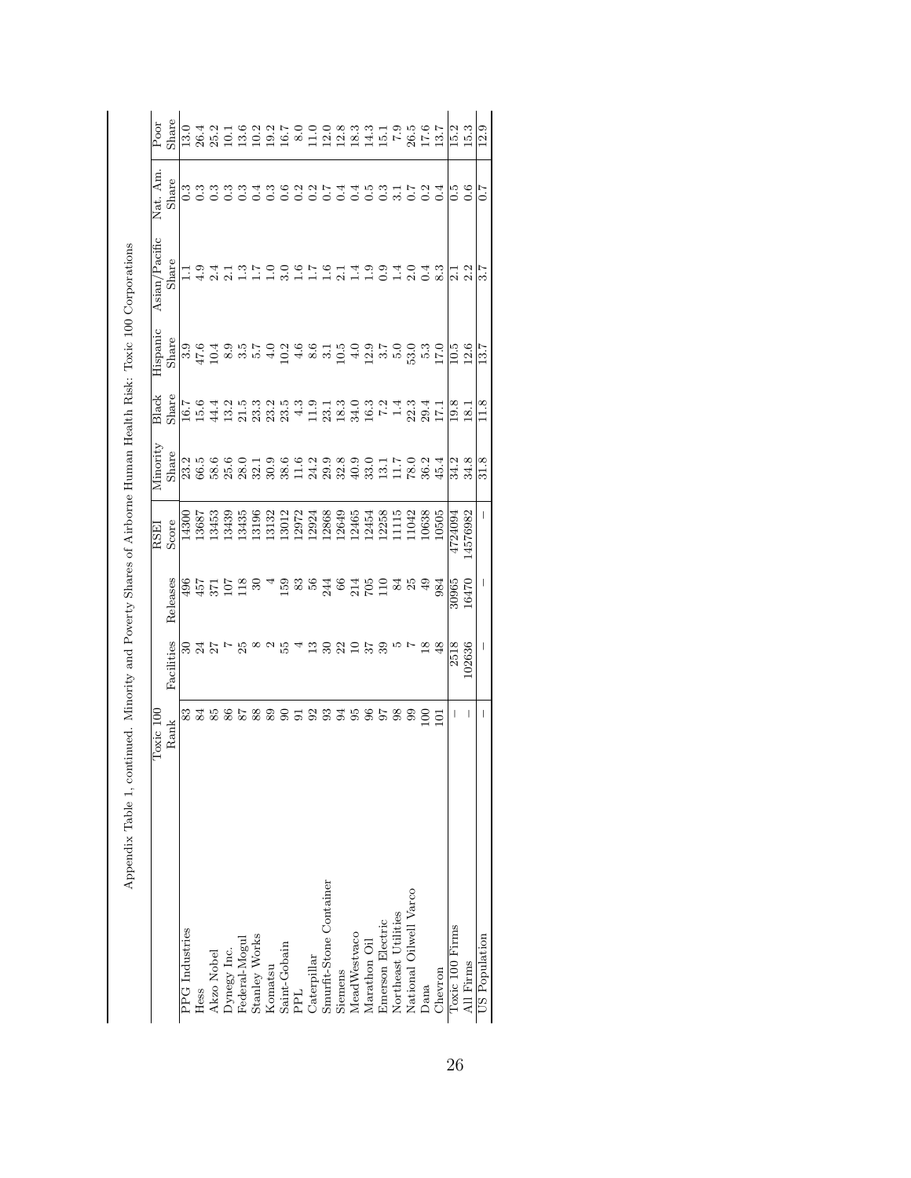Appendix Table 1, continued. Minority and Poverty Shares of Airborne Human Health Risk: Toxic 100 Corporations

| | Toxic 100 Rank | Facilities | Releases | RSEI Score | Minority Share | Black Share | Hispanic Share | Asian/Pacific Share | Nat. Am. Share | Poor Share |
|---|---|---|---|---|---|---|---|---|---|---|
| PPG Industries | 83 | 30 | 496 | 14300 | 23.2 | 16.7 | 3.9 | 1.1 | 0.3 | 13.0 |
| Hess | 84 | 24 | 457 | 13687 | 66.5 | 15.6 | 47.6 | 4.9 | 0.3 | 26.4 |
| Akzo Nobel | 85 | 27 | 371 | 13453 | 58.6 | 44.4 | 10.4 | 2.4 | 0.3 | 25.2 |
| Dynegy Inc. | 86 | 7 | 107 | 13439 | 25.6 | 13.2 | 8.9 | 2.1 | 0.3 | 10.1 |
| Federal-Mogul | 87 | 25 | 118 | 13435 | 28.0 | 21.5 | 3.5 | 1.3 | 0.3 | 13.6 |
| Stanley Works | 88 | 8 | 30 | 13196 | 32.1 | 23.3 | 5.7 | 1.7 | 0.4 | 10.2 |
| Komatsu | 89 | 2 | 4 | 13132 | 30.9 | 23.2 | 4.0 | 1.0 | 0.3 | 19.2 |
| Saint-Gobain | 90 | 55 | 159 | 13012 | 38.6 | 23.5 | 10.2 | 3.0 | 0.6 | 16.7 |
| PPL | 91 | 4 | 83 | 12972 | 11.6 | 4.3 | 4.6 | 1.6 | 0.2 | 8.0 |
| Caterpillar | 92 | 13 | 56 | 12924 | 24.2 | 11.9 | 8.6 | 1.7 | 0.2 | 11.0 |
| Smurfit-Stone Container | 93 | 30 | 244 | 12868 | 29.9 | 23.1 | 3.1 | 1.6 | 0.7 | 12.0 |
| Siemens | 94 | 22 | 66 | 12649 | 32.8 | 18.3 | 10.5 | 2.1 | 0.4 | 12.8 |
| MeadWestvaco | 95 | 10 | 214 | 12465 | 40.9 | 34.0 | 4.0 | 1.4 | 0.4 | 18.3 |
| Marathon Oil | 96 | 37 | 705 | 12454 | 33.0 | 16.3 | 12.9 | 1.9 | 0.5 | 14.3 |
| Emerson Electric | 97 | 39 | 110 | 12258 | 13.1 | 7.2 | 3.7 | 0.9 | 0.3 | 15.1 |
| Northeast Utilities | 98 | 5 | 84 | 11115 | 11.7 | 1.4 | 5.0 | 1.4 | 3.1 | 7.9 |
| National Oilwell Varco | 99 | 7 | 25 | 11042 | 78.0 | 22.3 | 53.0 | 2.0 | 0.7 | 26.5 |
| Dana | 100 | 18 | 49 | 10638 | 36.2 | 29.4 | 5.3 | 0.4 | 0.2 | 17.6 |
| Chevron | 101 | 48 | 984 | 10505 | 45.4 | 17.1 | 17.0 | 8.3 | 0.4 | 13.7 |
| Toxic 100 Firms | – | 2518 | 30965 | 4724094 | 34.2 | 19.8 | 10.5 | 2.1 | 0.5 | 15.2 |
| All Firms | – | 102636 | 16470 | 14576982 | 34.8 | 18.1 | 12.6 | 2.2 | 0.6 | 15.3 |
| US Population | – | – | – | – | 31.8 | 11.8 | 13.7 | 3.7 | 0.7 | 12.9 |